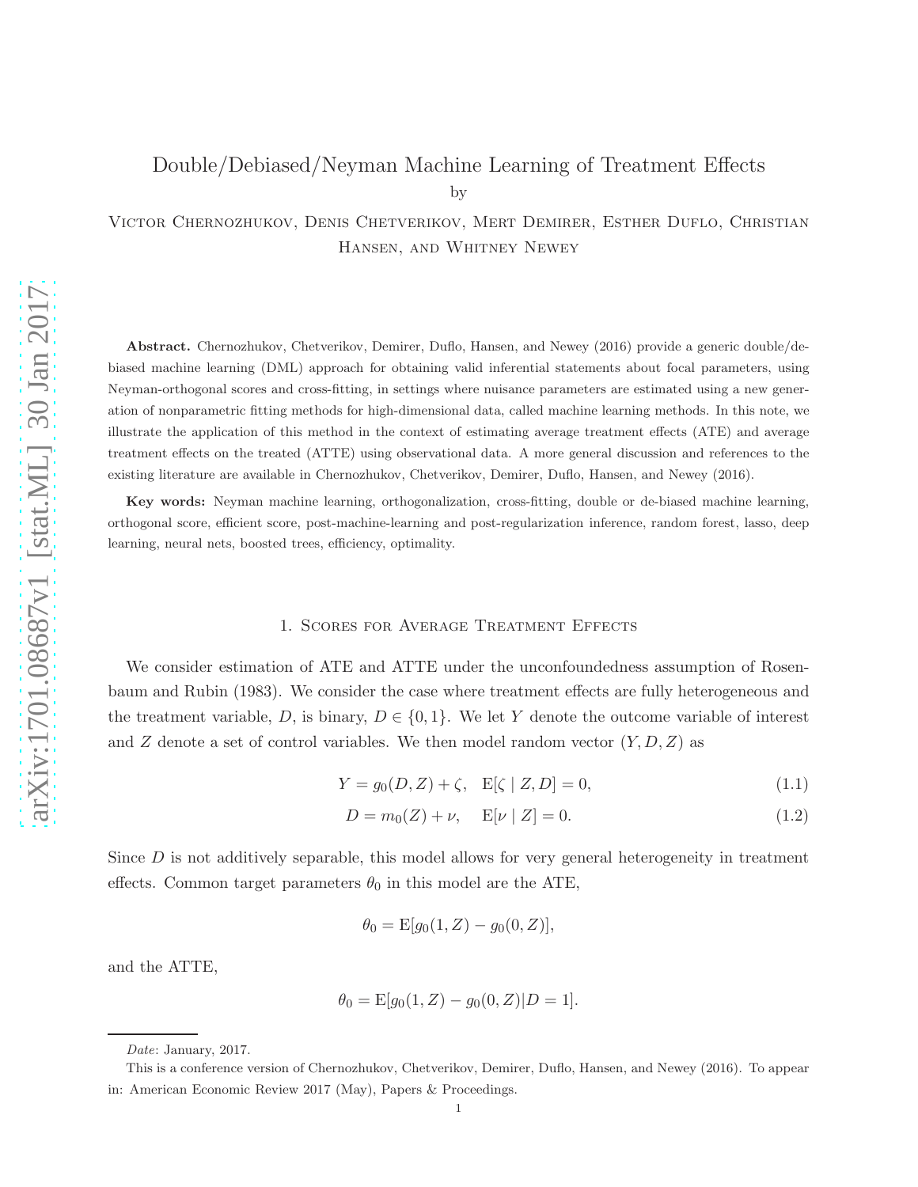# Double/Debiased/Neyman Machine Learning of Treatment Effects

by

Victor Chernozhukov, Denis Chetverikov, Mert Demirer, Esther Duflo, Christian Hansen, and Whitney Newey

**Abstract.** Chernozhukov, Chetverikov, Demirer, Duflo, Hansen, and Newey (2016) provide a generic double/de-biased machine learning (DML) approach for obtaining valid inferential statements about focal parameters, using Neyman-orthogonal scores and cross-fitting, in settings where nuisance parameters are estimated using a new generation of nonparametric fitting methods for high-dimensional data, called machine learning methods. In this note, we illustrate the application of this method in the context of estimating average treatment effects (ATE) and average treatment effects on the treated (ATTE) using observational data. A more general discussion and references to the existing literature are available in Chernozhukov, Chetverikov, Demirer, Duflo, Hansen, and Newey (2016).

**Key words:** Neyman machine learning, orthogonalization, cross-fitting, double or de-biased machine learning, orthogonal score, efficient score, post-machine-learning and post-regularization inference, random forest, lasso, deep learning, neural nets, boosted trees, efficiency, optimality.

## 1. Scores for Average Treatment Effects

We consider estimation of ATE and ATTE under the unconfoundedness assumption of Rosenbaum and Rubin (1983). We consider the case where treatment effects are fully heterogeneous and the treatment variable, $D$, is binary, $D \in \{0, 1\}$. We let $Y$ denote the outcome variable of interest and $Z$ denote a set of control variables. We then model random vector $(Y, D, Z)$ as

$$Y = g_0(D, Z) + \zeta, \quad \mathrm{E}[\zeta \mid Z, D] = 0, \tag{1.1}$$

$$D = m_0(Z) + \nu, \quad \mathrm{E}[\nu \mid Z] = 0. \tag{1.2}$$

Since $D$ is not additively separable, this model allows for very general heterogeneity in treatment effects. Common target parameters $\theta_0$ in this model are the ATE,

$$\theta_0 = \mathrm{E}[g_0(1, Z) - g_0(0, Z)],$$

and the ATTE,

$$\theta_0 = \mathrm{E}[g_0(1, Z) - g_0(0, Z)|D = 1].$$

*Date*: January, 2017.

This is a conference version of Chernozhukov, Chetverikov, Demirer, Duflo, Hansen, and Newey (2016). To appear in: American Economic Review 2017 (May), Papers & Proceedings.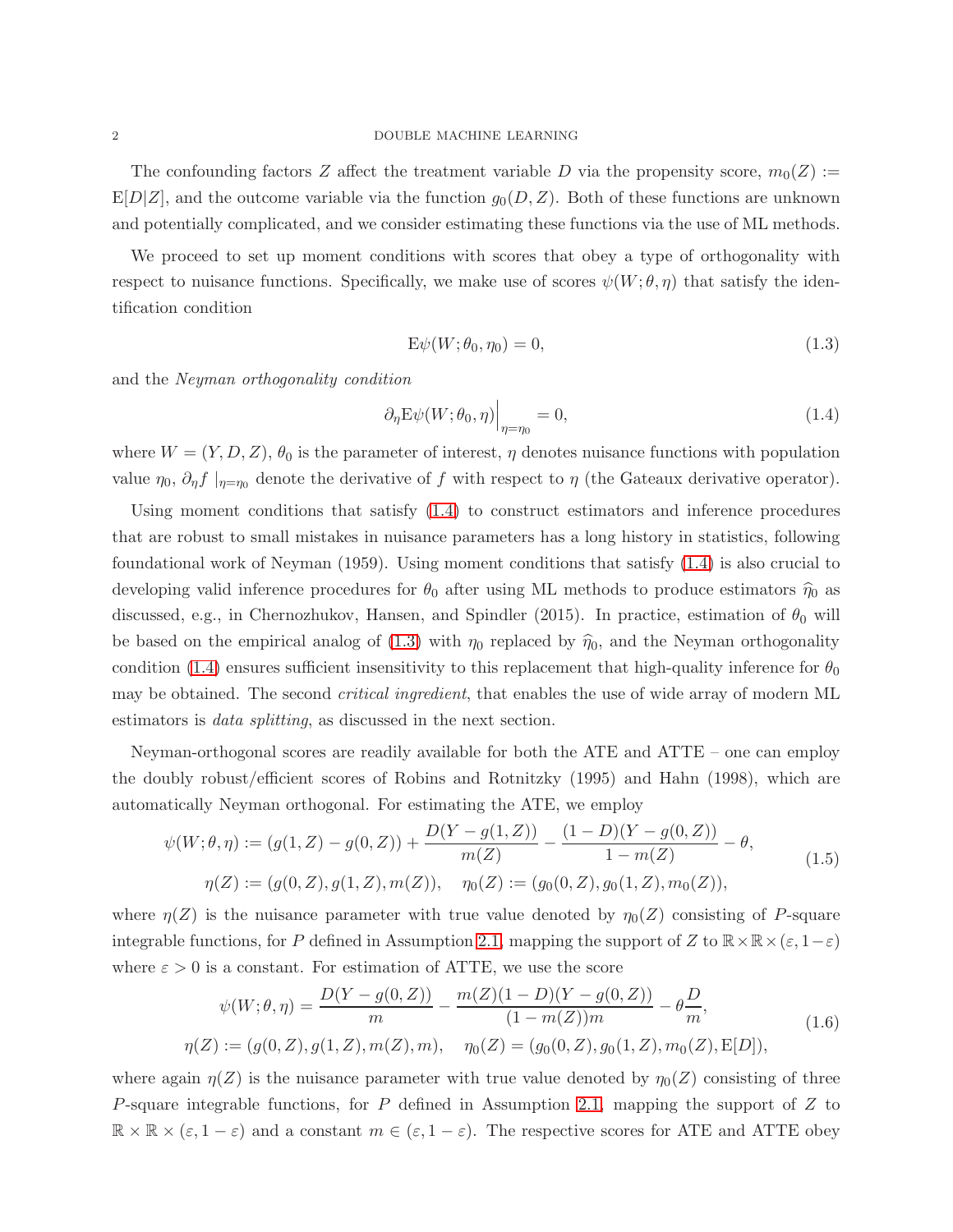The confounding factors $Z$ affect the treatment variable $D$ via the propensity score, $m_0(Z) := \mathrm{E}[D|Z]$, and the outcome variable via the function $g_0(D, Z)$. Both of these functions are unknown and potentially complicated, and we consider estimating these functions via the use of ML methods.

We proceed to set up moment conditions with scores that obey a type of orthogonality with respect to nuisance functions. Specifically, we make use of scores $\psi(W; \theta, \eta)$ that satisfy the identification condition

$$\mathrm{E}\psi(W; \theta_0, \eta_0) = 0, \tag{1.3}$$

and the *Neyman orthogonality condition*

$$\partial_\eta \mathrm{E}\psi(W; \theta_0, \eta)\Big|_{\eta=\eta_0} = 0, \tag{1.4}$$

where $W = (Y, D, Z)$, $\theta_0$ is the parameter of interest, $\eta$ denotes nuisance functions with population value $\eta_0$, $\partial_\eta f \mid_{\eta=\eta_0}$ denote the derivative of $f$ with respect to $\eta$ (the Gateaux derivative operator).

Using moment conditions that satisfy (1.4) to construct estimators and inference procedures that are robust to small mistakes in nuisance parameters has a long history in statistics, following foundational work of Neyman (1959). Using moment conditions that satisfy (1.4) is also crucial to developing valid inference procedures for $\theta_0$ after using ML methods to produce estimators $\widehat{\eta}_0$ as discussed, e.g., in Chernozhukov, Hansen, and Spindler (2015). In practice, estimation of $\theta_0$ will be based on the empirical analog of (1.3) with $\eta_0$ replaced by $\widehat{\eta}_0$, and the Neyman orthogonality condition (1.4) ensures sufficient insensitivity to this replacement that high-quality inference for $\theta_0$ may be obtained. The second *critical ingredient*, that enables the use of wide array of modern ML estimators is *data splitting*, as discussed in the next section.

Neyman-orthogonal scores are readily available for both the ATE and ATTE – one can employ the doubly robust/efficient scores of Robins and Rotnitzky (1995) and Hahn (1998), which are automatically Neyman orthogonal. For estimating the ATE, we employ

$$\begin{aligned} \psi(W; \theta, \eta) &:= (g(1, Z) - g(0, Z)) + \frac{D(Y - g(1, Z))}{m(Z)} - \frac{(1 - D)(Y - g(0, Z))}{1 - m(Z)} - \theta, \\ \eta(Z) &:= (g(0, Z), g(1, Z), m(Z)), \quad \eta_0(Z) := (g_0(0, Z), g_0(1, Z), m_0(Z)), \end{aligned} \tag{1.5}$$

where $\eta(Z)$ is the nuisance parameter with true value denoted by $\eta_0(Z)$ consisting of $P$-square integrable functions, for $P$ defined in Assumption 2.1, mapping the support of $Z$ to $\mathbb{R} \times \mathbb{R} \times (\varepsilon, 1-\varepsilon)$ where $\varepsilon > 0$ is a constant. For estimation of ATTE, we use the score

$$\begin{aligned} \psi(W; \theta, \eta) &= \frac{D(Y - g(0, Z))}{m} - \frac{m(Z)(1 - D)(Y - g(0, Z))}{(1 - m(Z))m} - \theta\frac{D}{m}, \\ \eta(Z) &:= (g(0, Z), g(1, Z), m(Z), m), \quad \eta_0(Z) = (g_0(0, Z), g_0(1, Z), m_0(Z), \mathrm{E}[D]), \end{aligned} \tag{1.6}$$

where again $\eta(Z)$ is the nuisance parameter with true value denoted by $\eta_0(Z)$ consisting of three $P$-square integrable functions, for $P$ defined in Assumption 2.1, mapping the support of $Z$ to $\mathbb{R} \times \mathbb{R} \times (\varepsilon, 1 - \varepsilon)$ and a constant $m \in (\varepsilon, 1 - \varepsilon)$. The respective scores for ATE and ATTE obey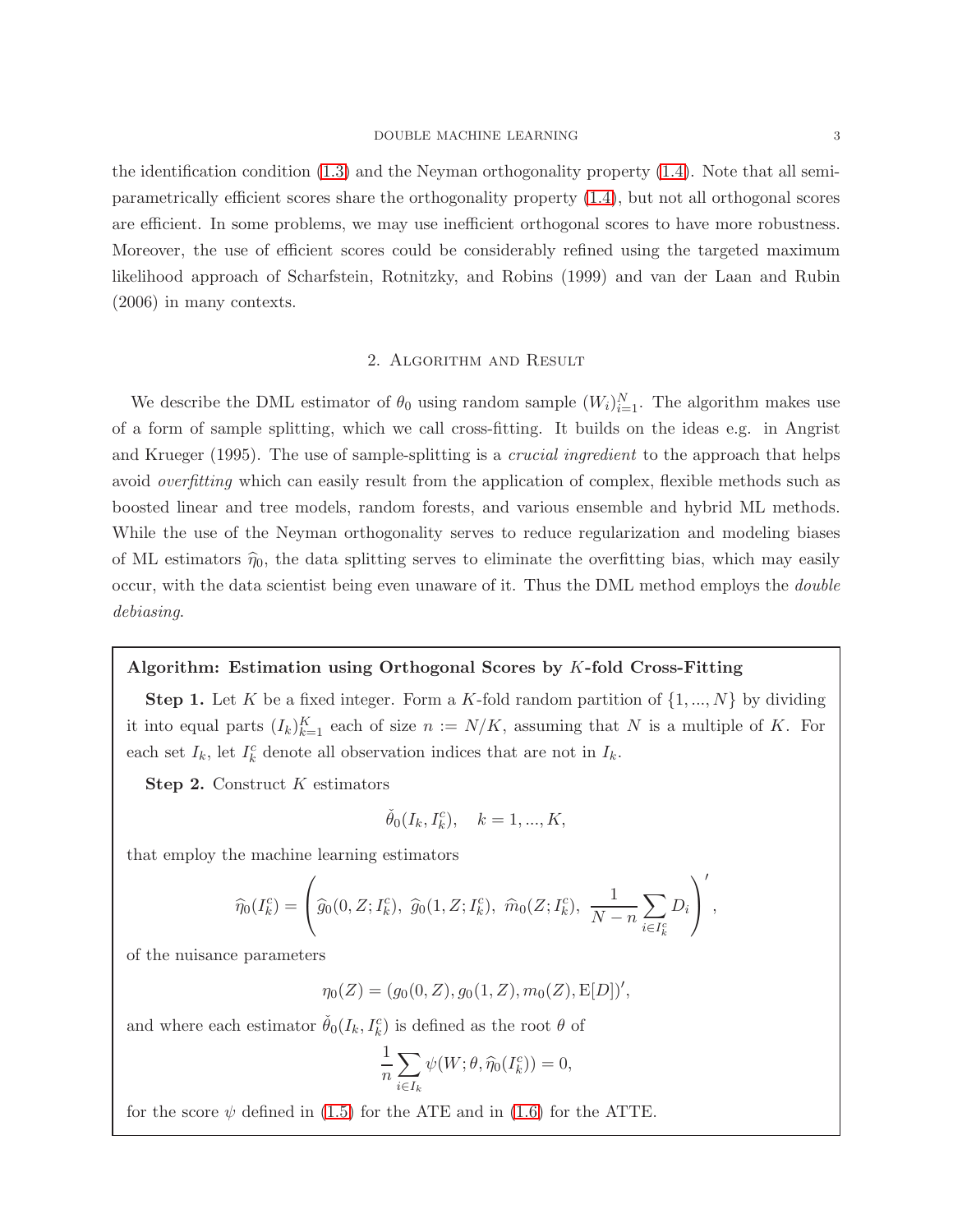the identification condition (1.3) and the Neyman orthogonality property (1.4). Note that all semi-parametrically efficient scores share the orthogonality property (1.4), but not all orthogonal scores are efficient. In some problems, we may use inefficient orthogonal scores to have more robustness. Moreover, the use of efficient scores could be considerably refined using the targeted maximum likelihood approach of Scharfstein, Rotnitzky, and Robins (1999) and van der Laan and Rubin (2006) in many contexts.

## 2. Algorithm and Result

We describe the DML estimator of $\theta_0$ using random sample $(W_i)_{i=1}^N$. The algorithm makes use of a form of sample splitting, which we call cross-fitting. It builds on the ideas e.g. in Angrist and Krueger (1995). The use of sample-splitting is a *crucial ingredient* to the approach that helps avoid *overfitting* which can easily result from the application of complex, flexible methods such as boosted linear and tree models, random forests, and various ensemble and hybrid ML methods. While the use of the Neyman orthogonality serves to reduce regularization and modeling biases of ML estimators $\widehat{\eta}_0$, the data splitting serves to eliminate the overfitting bias, which may easily occur, with the data scientist being even unaware of it. Thus the DML method employs the *double debiasing*.

**Algorithm: Estimation using Orthogonal Scores by $K$-fold Cross-Fitting**

**Step 1.** Let $K$ be a fixed integer. Form a $K$-fold random partition of $\{1, ..., N\}$ by dividing it into equal parts $(I_k)_{k=1}^K$ each of size $n := N/K$, assuming that $N$ is a multiple of $K$. For each set $I_k$, let $I_k^c$ denote all observation indices that are not in $I_k$.

**Step 2.** Construct $K$ estimators

$$\check{\theta}_0(I_k, I_k^c), \quad k = 1, ..., K,$$

that employ the machine learning estimators

$$\widehat{\eta}_0(I_k^c) = \left( \widehat{g}_0(0, Z; I_k^c),\ \widehat{g}_0(1, Z; I_k^c),\ \widehat{m}_0(Z; I_k^c),\ \frac{1}{N-n} \sum_{i \in I_k^c} D_i \right)',$$

of the nuisance parameters

$$\eta_0(Z) = (g_0(0, Z), g_0(1, Z), m_0(Z), \mathrm{E}[D])',$$

and where each estimator $\check{\theta}_0(I_k, I_k^c)$ is defined as the root $\theta$ of

$$\frac{1}{n} \sum_{i \in I_k} \psi(W; \theta, \widehat{\eta}_0(I_k^c)) = 0,$$

for the score $\psi$ defined in (1.5) for the ATE and in (1.6) for the ATTE.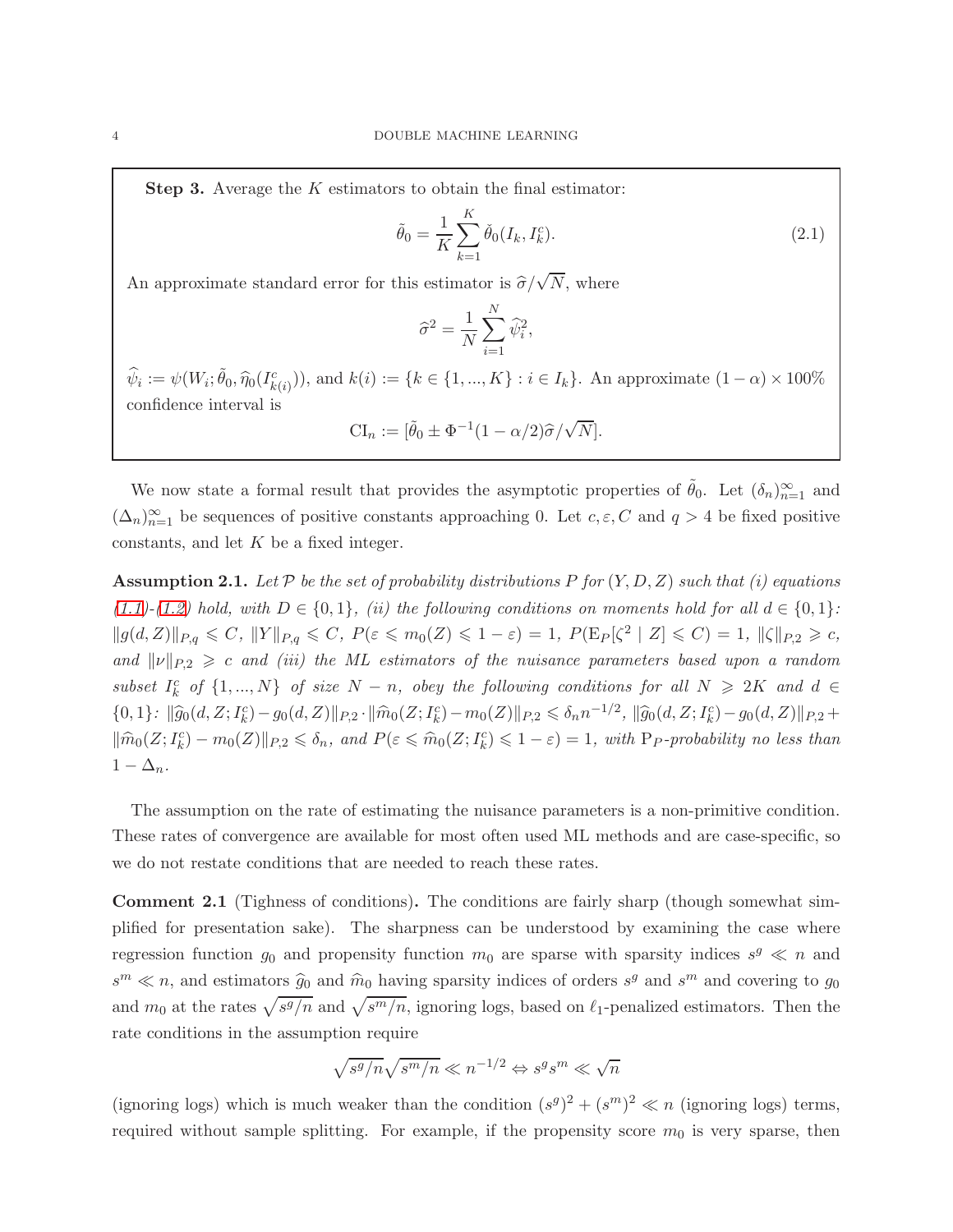**Step 3.** Average the $K$ estimators to obtain the final estimator:

$$\tilde{\theta}_0 = \frac{1}{K}\sum_{k=1}^{K} \check{\theta}_0(I_k, I_k^c). \tag{2.1}$$

An approximate standard error for this estimator is $\widehat{\sigma}/\sqrt{N}$, where

$$\widehat{\sigma}^2 = \frac{1}{N}\sum_{i=1}^{N} \widehat{\psi}_i^2,$$

$\widehat{\psi}_i := \psi(W_i; \tilde{\theta}_0, \widehat{\eta}_0(I^c_{k(i)}))$, and $k(i) := \{k \in \{1, ..., K\} : i \in I_k\}$. An approximate $(1-\alpha)\times 100\%$ confidence interval is

$$\text{CI}_n := [\tilde{\theta}_0 \pm \Phi^{-1}(1-\alpha/2)\widehat{\sigma}/\sqrt{N}].$$

We now state a formal result that provides the asymptotic properties of $\tilde{\theta}_0$. Let $(\delta_n)_{n=1}^{\infty}$ and $(\Delta_n)_{n=1}^{\infty}$ be sequences of positive constants approaching 0. Let $c, \varepsilon, C$ and $q > 4$ be fixed positive constants, and let $K$ be a fixed integer.

**Assumption 2.1.** *Let $\mathcal{P}$ be the set of probability distributions $P$ for $(Y, D, Z)$ such that (i) equations (1.1)-(1.2) hold, with $D \in \{0, 1\}$, (ii) the following conditions on moments hold for all $d \in \{0, 1\}$: $\|g(d, Z)\|_{P,q} \leqslant C$, $\|Y\|_{P,q} \leqslant C$, $P(\varepsilon \leqslant m_0(Z) \leqslant 1-\varepsilon) = 1$, $P(\mathrm{E}_P[\zeta^2 \mid Z] \leqslant C) = 1$, $\|\zeta\|_{P,2} \geqslant c$, and $\|\nu\|_{P,2} \geqslant c$ and (iii) the ML estimators of the nuisance parameters based upon a random subset $I_k^c$ of $\{1, ..., N\}$ of size $N - n$, obey the following conditions for all $N \geqslant 2K$ and $d \in \{0, 1\}$: $\|\widehat{g}_0(d, Z; I_k^c) - g_0(d, Z)\|_{P,2} \cdot \|\widehat{m}_0(Z; I_k^c) - m_0(Z)\|_{P,2} \leqslant \delta_n n^{-1/2}$, $\|\widehat{g}_0(d, Z; I_k^c) - g_0(d, Z)\|_{P,2} + \|\widehat{m}_0(Z; I_k^c) - m_0(Z)\|_{P,2} \leqslant \delta_n$, and $P(\varepsilon \leqslant \widehat{m}_0(Z; I_k^c) \leqslant 1-\varepsilon) = 1$, with $\mathrm{P}_P$-probability no less than $1 - \Delta_n$.*

The assumption on the rate of estimating the nuisance parameters is a non-primitive condition. These rates of convergence are available for most often used ML methods and are case-specific, so we do not restate conditions that are needed to reach these rates.

**Comment 2.1** (Tighness of conditions)**.** The conditions are fairly sharp (though somewhat simplified for presentation sake). The sharpness can be understood by examining the case where regression function $g_0$ and propensity function $m_0$ are sparse with sparsity indices $s^g \ll n$ and $s^m \ll n$, and estimators $\widehat{g}_0$ and $\widehat{m}_0$ having sparsity indices of orders $s^g$ and $s^m$ and covering to $g_0$ and $m_0$ at the rates $\sqrt{s^g/n}$ and $\sqrt{s^m/n}$, ignoring logs, based on $\ell_1$-penalized estimators. Then the rate conditions in the assumption require

$$\sqrt{s^g/n}\sqrt{s^m/n} \ll n^{-1/2} \Leftrightarrow s^g s^m \ll \sqrt{n}$$

(ignoring logs) which is much weaker than the condition $(s^g)^2 + (s^m)^2 \ll n$ (ignoring logs) terms, required without sample splitting. For example, if the propensity score $m_0$ is very sparse, then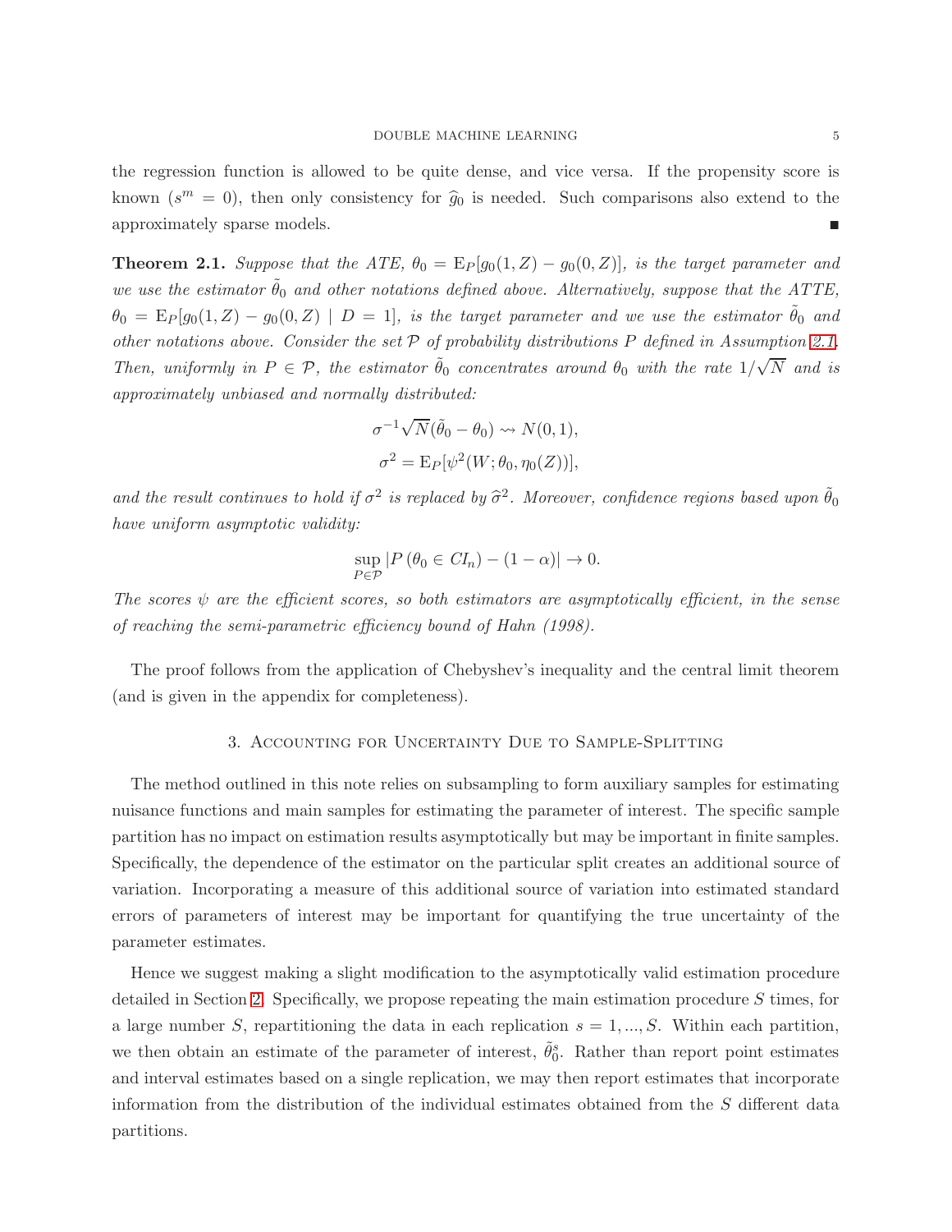the regression function is allowed to be quite dense, and vice versa. If the propensity score is known ($s^m = 0$), then only consistency for $\widehat{g}_0$ is needed. Such comparisons also extend to the approximately sparse models. ■

**Theorem 2.1.** *Suppose that the ATE, $\theta_0 = \mathrm{E}_P[g_0(1, Z) - g_0(0, Z)]$, is the target parameter and we use the estimator $\tilde{\theta}_0$ and other notations defined above. Alternatively, suppose that the ATTE, $\theta_0 = \mathrm{E}_P[g_0(1, Z) - g_0(0, Z) \mid D = 1]$, is the target parameter and we use the estimator $\tilde{\theta}_0$ and other notations above. Consider the set $\mathcal{P}$ of probability distributions $P$ defined in Assumption 2.1. Then, uniformly in $P \in \mathcal{P}$, the estimator $\tilde{\theta}_0$ concentrates around $\theta_0$ with the rate $1/\sqrt{N}$ and is approximately unbiased and normally distributed:*

$$\sigma^{-1}\sqrt{N}(\tilde{\theta}_0 - \theta_0) \rightsquigarrow N(0, 1),$$
$$\sigma^2 = \mathrm{E}_P[\psi^2(W; \theta_0, \eta_0(Z))],$$

*and the result continues to hold if $\sigma^2$ is replaced by $\widehat{\sigma}^2$. Moreover, confidence regions based upon $\tilde{\theta}_0$ have uniform asymptotic validity:*

$$\sup_{P \in \mathcal{P}} |P(\theta_0 \in CI_n) - (1 - \alpha)| \to 0.$$

*The scores $\psi$ are the efficient scores, so both estimators are asymptotically efficient, in the sense of reaching the semi-parametric efficiency bound of Hahn (1998).*

The proof follows from the application of Chebyshev's inequality and the central limit theorem (and is given in the appendix for completeness).

## 3. Accounting for Uncertainty Due to Sample-Splitting

The method outlined in this note relies on subsampling to form auxiliary samples for estimating nuisance functions and main samples for estimating the parameter of interest. The specific sample partition has no impact on estimation results asymptotically but may be important in finite samples. Specifically, the dependence of the estimator on the particular split creates an additional source of variation. Incorporating a measure of this additional source of variation into estimated standard errors of parameters of interest may be important for quantifying the true uncertainty of the parameter estimates.

Hence we suggest making a slight modification to the asymptotically valid estimation procedure detailed in Section 2. Specifically, we propose repeating the main estimation procedure $S$ times, for a large number $S$, repartitioning the data in each replication $s = 1, ..., S$. Within each partition, we then obtain an estimate of the parameter of interest, $\tilde{\theta}_0^s$. Rather than report point estimates and interval estimates based on a single replication, we may then report estimates that incorporate information from the distribution of the individual estimates obtained from the $S$ different data partitions.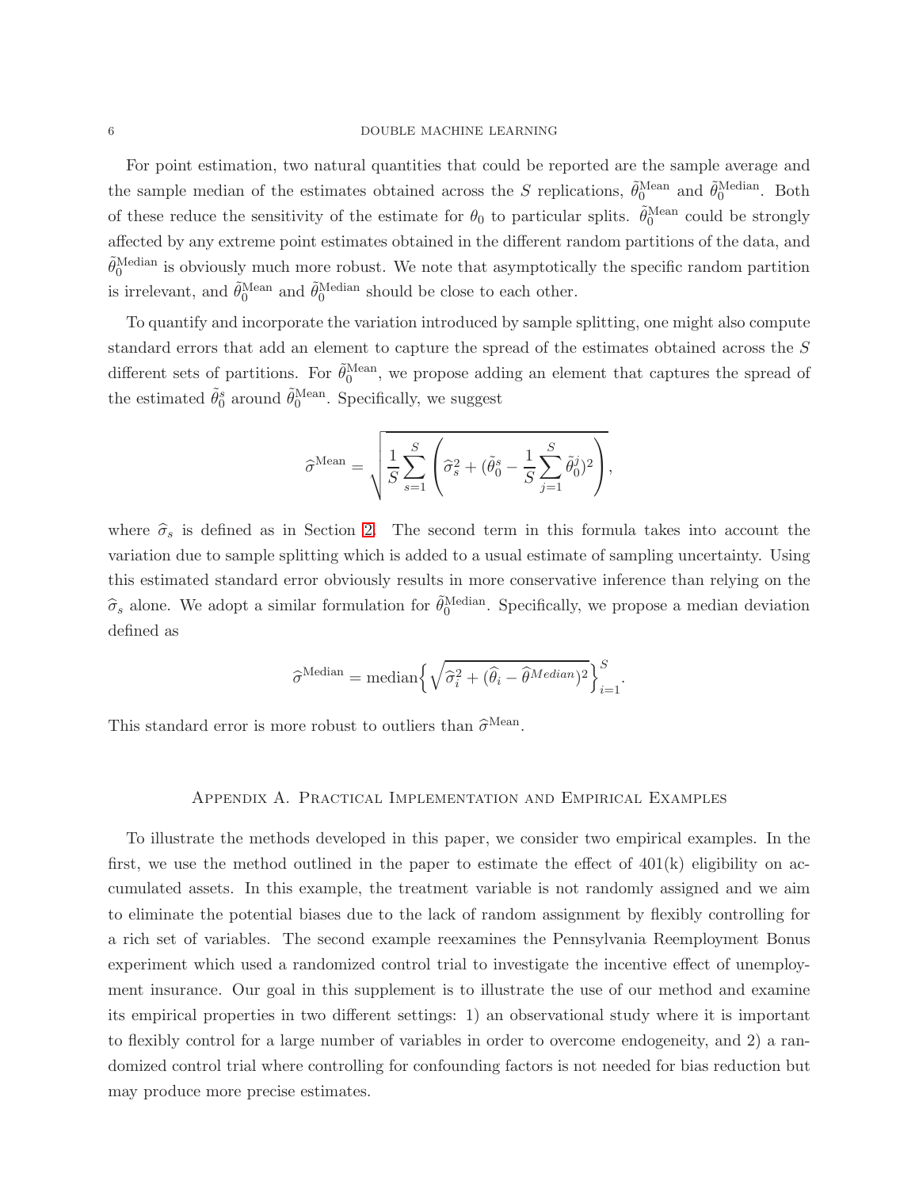For point estimation, two natural quantities that could be reported are the sample average and the sample median of the estimates obtained across the $S$ replications, $\tilde{\theta}_0^{\text{Mean}}$ and $\tilde{\theta}_0^{\text{Median}}$. Both of these reduce the sensitivity of the estimate for $\theta_0$ to particular splits. $\tilde{\theta}_0^{\text{Mean}}$ could be strongly affected by any extreme point estimates obtained in the different random partitions of the data, and $\tilde{\theta}_0^{\text{Median}}$ is obviously much more robust. We note that asymptotically the specific random partition is irrelevant, and $\tilde{\theta}_0^{\text{Mean}}$ and $\tilde{\theta}_0^{\text{Median}}$ should be close to each other.

To quantify and incorporate the variation introduced by sample splitting, one might also compute standard errors that add an element to capture the spread of the estimates obtained across the $S$ different sets of partitions. For $\tilde{\theta}_0^{\text{Mean}}$, we propose adding an element that captures the spread of the estimated $\tilde{\theta}_0^s$ around $\tilde{\theta}_0^{\text{Mean}}$. Specifically, we suggest

$$\widehat{\sigma}^{\text{Mean}} = \sqrt{\frac{1}{S}\sum_{s=1}^{S}\left(\widehat{\sigma}_s^2 + (\tilde{\theta}_0^s - \frac{1}{S}\sum_{j=1}^{S}\tilde{\theta}_0^j)^2\right)},$$

where $\widehat{\sigma}_s$ is defined as in Section 2. The second term in this formula takes into account the variation due to sample splitting which is added to a usual estimate of sampling uncertainty. Using this estimated standard error obviously results in more conservative inference than relying on the $\widehat{\sigma}_s$ alone. We adopt a similar formulation for $\tilde{\theta}_0^{\text{Median}}$. Specifically, we propose a median deviation defined as

$$\widehat{\sigma}^{\text{Median}} = \text{median}\Big\{\sqrt{\widehat{\sigma}_i^2 + (\widehat{\theta}_i - \widehat{\theta}^{Median})^2}\Big\}_{i=1}^{S}.$$

This standard error is more robust to outliers than $\widehat{\sigma}^{\text{Mean}}$.

## Appendix A. Practical Implementation and Empirical Examples

To illustrate the methods developed in this paper, we consider two empirical examples. In the first, we use the method outlined in the paper to estimate the effect of 401(k) eligibility on accumulated assets. In this example, the treatment variable is not randomly assigned and we aim to eliminate the potential biases due to the lack of random assignment by flexibly controlling for a rich set of variables. The second example reexamines the Pennsylvania Reemployment Bonus experiment which used a randomized control trial to investigate the incentive effect of unemployment insurance. Our goal in this supplement is to illustrate the use of our method and examine its empirical properties in two different settings: 1) an observational study where it is important to flexibly control for a large number of variables in order to overcome endogeneity, and 2) a randomized control trial where controlling for confounding factors is not needed for bias reduction but may produce more precise estimates.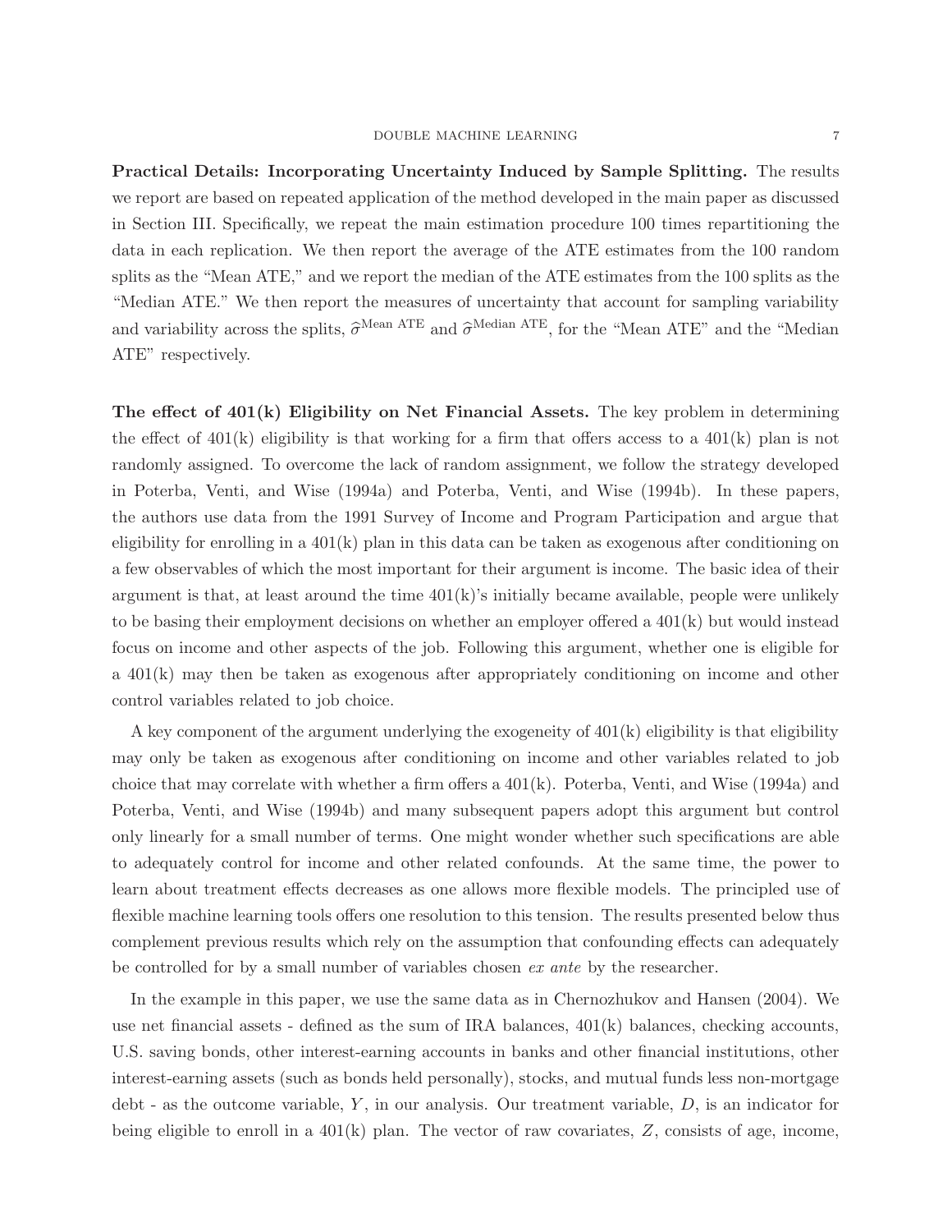**Practical Details: Incorporating Uncertainty Induced by Sample Splitting.** The results we report are based on repeated application of the method developed in the main paper as discussed in Section III. Specifically, we repeat the main estimation procedure 100 times repartitioning the data in each replication. We then report the average of the ATE estimates from the 100 random splits as the "Mean ATE," and we report the median of the ATE estimates from the 100 splits as the "Median ATE." We then report the measures of uncertainty that account for sampling variability and variability across the splits, $\widehat{\sigma}^{\text{Mean ATE}}$ and $\widehat{\sigma}^{\text{Median ATE}}$, for the "Mean ATE" and the "Median ATE" respectively.

**The effect of 401(k) Eligibility on Net Financial Assets.** The key problem in determining the effect of 401(k) eligibility is that working for a firm that offers access to a 401(k) plan is not randomly assigned. To overcome the lack of random assignment, we follow the strategy developed in Poterba, Venti, and Wise (1994a) and Poterba, Venti, and Wise (1994b). In these papers, the authors use data from the 1991 Survey of Income and Program Participation and argue that eligibility for enrolling in a 401(k) plan in this data can be taken as exogenous after conditioning on a few observables of which the most important for their argument is income. The basic idea of their argument is that, at least around the time 401(k)'s initially became available, people were unlikely to be basing their employment decisions on whether an employer offered a 401(k) but would instead focus on income and other aspects of the job. Following this argument, whether one is eligible for a 401(k) may then be taken as exogenous after appropriately conditioning on income and other control variables related to job choice.

A key component of the argument underlying the exogeneity of 401(k) eligibility is that eligibility may only be taken as exogenous after conditioning on income and other variables related to job choice that may correlate with whether a firm offers a 401(k). Poterba, Venti, and Wise (1994a) and Poterba, Venti, and Wise (1994b) and many subsequent papers adopt this argument but control only linearly for a small number of terms. One might wonder whether such specifications are able to adequately control for income and other related confounds. At the same time, the power to learn about treatment effects decreases as one allows more flexible models. The principled use of flexible machine learning tools offers one resolution to this tension. The results presented below thus complement previous results which rely on the assumption that confounding effects can adequately be controlled for by a small number of variables chosen *ex ante* by the researcher.

In the example in this paper, we use the same data as in Chernozhukov and Hansen (2004). We use net financial assets - defined as the sum of IRA balances, 401(k) balances, checking accounts, U.S. saving bonds, other interest-earning accounts in banks and other financial institutions, other interest-earning assets (such as bonds held personally), stocks, and mutual funds less non-mortgage debt - as the outcome variable, $Y$, in our analysis. Our treatment variable, $D$, is an indicator for being eligible to enroll in a 401(k) plan. The vector of raw covariates, $Z$, consists of age, income,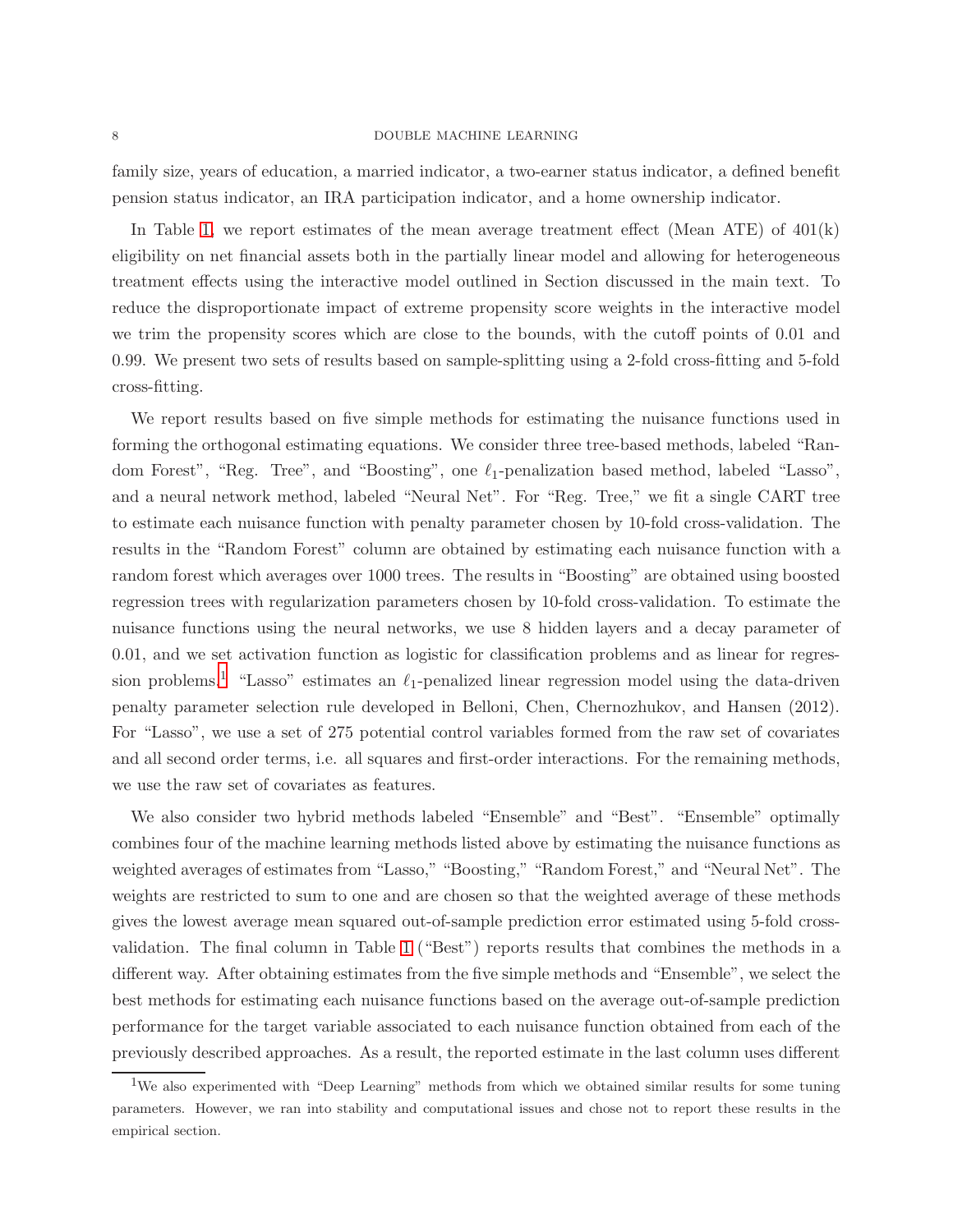family size, years of education, a married indicator, a two-earner status indicator, a defined benefit pension status indicator, an IRA participation indicator, and a home ownership indicator.

In Table 1, we report estimates of the mean average treatment effect (Mean ATE) of 401(k) eligibility on net financial assets both in the partially linear model and allowing for heterogeneous treatment effects using the interactive model outlined in Section discussed in the main text. To reduce the disproportionate impact of extreme propensity score weights in the interactive model we trim the propensity scores which are close to the bounds, with the cutoff points of 0.01 and 0.99. We present two sets of results based on sample-splitting using a 2-fold cross-fitting and 5-fold cross-fitting.

We report results based on five simple methods for estimating the nuisance functions used in forming the orthogonal estimating equations. We consider three tree-based methods, labeled "Random Forest", "Reg. Tree", and "Boosting", one $\ell_1$-penalization based method, labeled "Lasso", and a neural network method, labeled "Neural Net". For "Reg. Tree," we fit a single CART tree to estimate each nuisance function with penalty parameter chosen by 10-fold cross-validation. The results in the "Random Forest" column are obtained by estimating each nuisance function with a random forest which averages over 1000 trees. The results in "Boosting" are obtained using boosted regression trees with regularization parameters chosen by 10-fold cross-validation. To estimate the nuisance functions using the neural networks, we use 8 hidden layers and a decay parameter of 0.01, and we set activation function as logistic for classification problems and as linear for regression problems.[1] "Lasso" estimates an $\ell_1$-penalized linear regression model using the data-driven penalty parameter selection rule developed in Belloni, Chen, Chernozhukov, and Hansen (2012). For "Lasso", we use a set of 275 potential control variables formed from the raw set of covariates and all second order terms, i.e. all squares and first-order interactions. For the remaining methods, we use the raw set of covariates as features.

We also consider two hybrid methods labeled "Ensemble" and "Best". "Ensemble" optimally combines four of the machine learning methods listed above by estimating the nuisance functions as weighted averages of estimates from "Lasso," "Boosting," "Random Forest," and "Neural Net". The weights are restricted to sum to one and are chosen so that the weighted average of these methods gives the lowest average mean squared out-of-sample prediction error estimated using 5-fold cross-validation. The final column in Table 1 ("Best") reports results that combines the methods in a different way. After obtaining estimates from the five simple methods and "Ensemble", we select the best methods for estimating each nuisance functions based on the average out-of-sample prediction performance for the target variable associated to each nuisance function obtained from each of the previously described approaches. As a result, the reported estimate in the last column uses different

[1] We also experimented with "Deep Learning" methods from which we obtained similar results for some tuning parameters. However, we ran into stability and computational issues and chose not to report these results in the empirical section.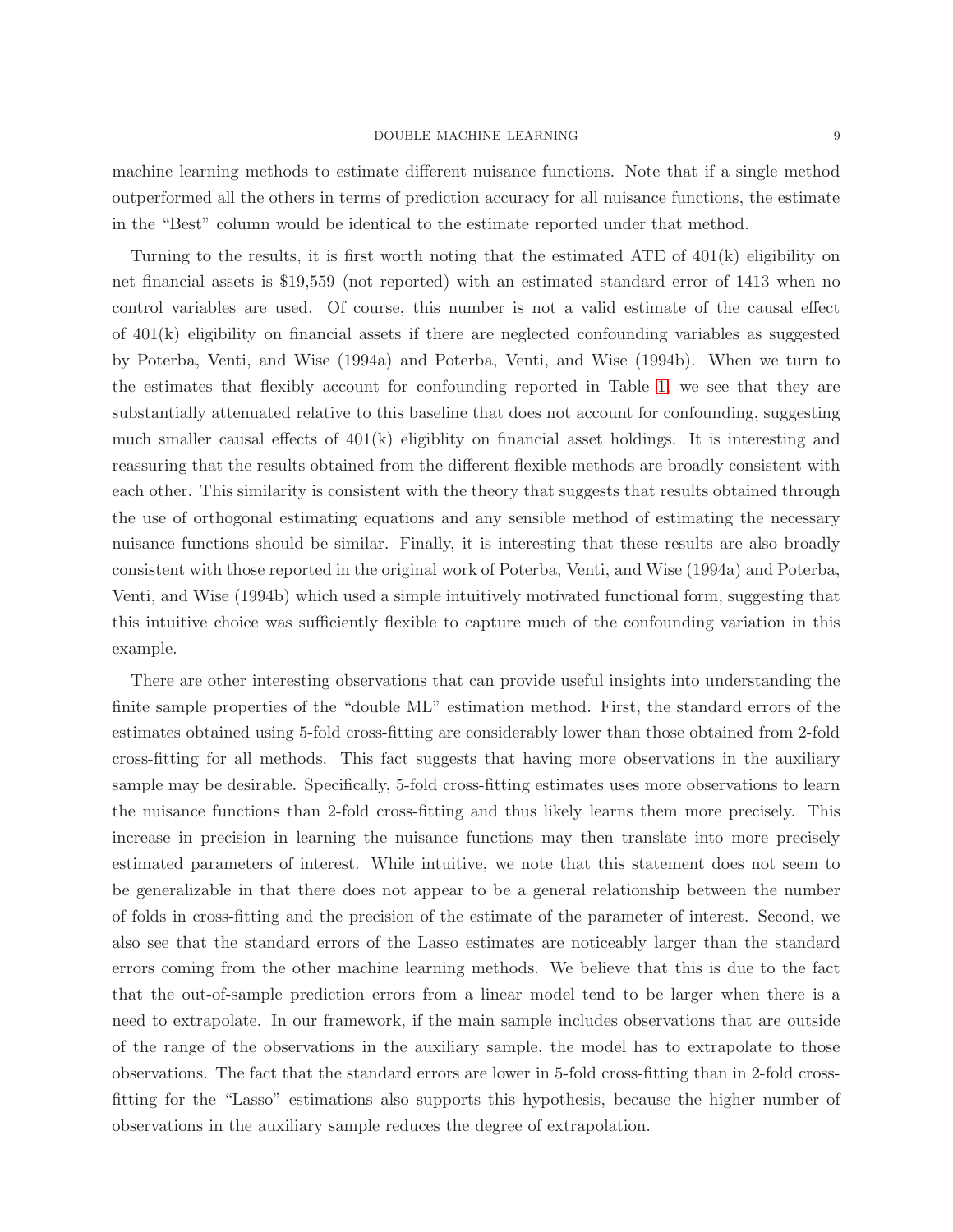machine learning methods to estimate different nuisance functions. Note that if a single method outperformed all the others in terms of prediction accuracy for all nuisance functions, the estimate in the "Best" column would be identical to the estimate reported under that method.

Turning to the results, it is first worth noting that the estimated ATE of 401(k) eligibility on net financial assets is $19,559 (not reported) with an estimated standard error of 1413 when no control variables are used. Of course, this number is not a valid estimate of the causal effect of 401(k) eligibility on financial assets if there are neglected confounding variables as suggested by Poterba, Venti, and Wise (1994a) and Poterba, Venti, and Wise (1994b). When we turn to the estimates that flexibly account for confounding reported in Table 1, we see that they are substantially attenuated relative to this baseline that does not account for confounding, suggesting much smaller causal effects of 401(k) eligiblity on financial asset holdings. It is interesting and reassuring that the results obtained from the different flexible methods are broadly consistent with each other. This similarity is consistent with the theory that suggests that results obtained through the use of orthogonal estimating equations and any sensible method of estimating the necessary nuisance functions should be similar. Finally, it is interesting that these results are also broadly consistent with those reported in the original work of Poterba, Venti, and Wise (1994a) and Poterba, Venti, and Wise (1994b) which used a simple intuitively motivated functional form, suggesting that this intuitive choice was sufficiently flexible to capture much of the confounding variation in this example.

There are other interesting observations that can provide useful insights into understanding the finite sample properties of the "double ML" estimation method. First, the standard errors of the estimates obtained using 5-fold cross-fitting are considerably lower than those obtained from 2-fold cross-fitting for all methods. This fact suggests that having more observations in the auxiliary sample may be desirable. Specifically, 5-fold cross-fitting estimates uses more observations to learn the nuisance functions than 2-fold cross-fitting and thus likely learns them more precisely. This increase in precision in learning the nuisance functions may then translate into more precisely estimated parameters of interest. While intuitive, we note that this statement does not seem to be generalizable in that there does not appear to be a general relationship between the number of folds in cross-fitting and the precision of the estimate of the parameter of interest. Second, we also see that the standard errors of the Lasso estimates are noticeably larger than the standard errors coming from the other machine learning methods. We believe that this is due to the fact that the out-of-sample prediction errors from a linear model tend to be larger when there is a need to extrapolate. In our framework, if the main sample includes observations that are outside of the range of the observations in the auxiliary sample, the model has to extrapolate to those observations. The fact that the standard errors are lower in 5-fold cross-fitting than in 2-fold cross-fitting for the "Lasso" estimations also supports this hypothesis, because the higher number of observations in the auxiliary sample reduces the degree of extrapolation.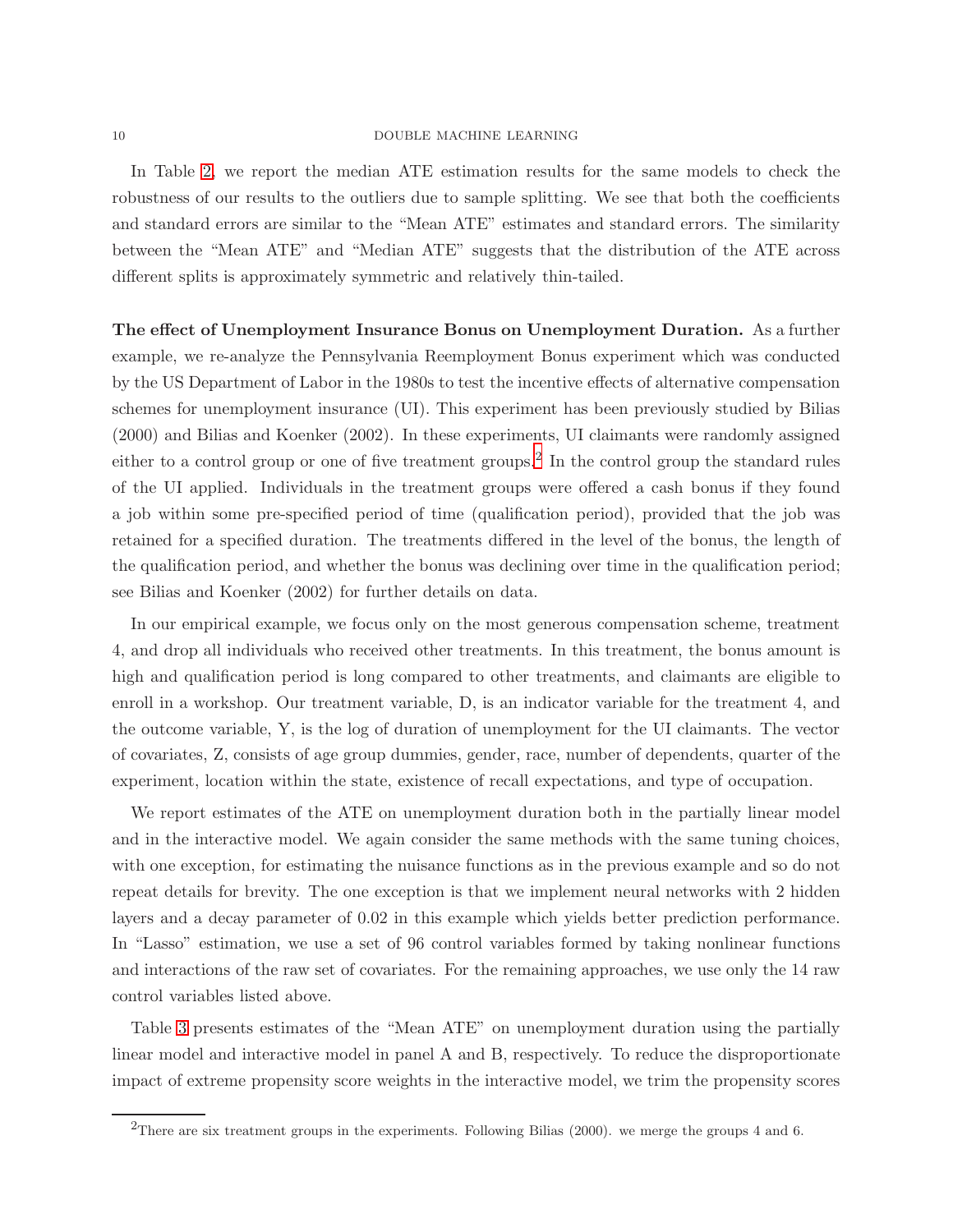In Table 2, we report the median ATE estimation results for the same models to check the robustness of our results to the outliers due to sample splitting. We see that both the coefficients and standard errors are similar to the "Mean ATE" estimates and standard errors. The similarity between the "Mean ATE" and "Median ATE" suggests that the distribution of the ATE across different splits is approximately symmetric and relatively thin-tailed.

**The effect of Unemployment Insurance Bonus on Unemployment Duration.** As a further example, we re-analyze the Pennsylvania Reemployment Bonus experiment which was conducted by the US Department of Labor in the 1980s to test the incentive effects of alternative compensation schemes for unemployment insurance (UI). This experiment has been previously studied by Bilias (2000) and Bilias and Koenker (2002). In these experiments, UI claimants were randomly assigned either to a control group or one of five treatment groups.[2] In the control group the standard rules of the UI applied. Individuals in the treatment groups were offered a cash bonus if they found a job within some pre-specified period of time (qualification period), provided that the job was retained for a specified duration. The treatments differed in the level of the bonus, the length of the qualification period, and whether the bonus was declining over time in the qualification period; see Bilias and Koenker (2002) for further details on data.

In our empirical example, we focus only on the most generous compensation scheme, treatment 4, and drop all individuals who received other treatments. In this treatment, the bonus amount is high and qualification period is long compared to other treatments, and claimants are eligible to enroll in a workshop. Our treatment variable, D, is an indicator variable for the treatment 4, and the outcome variable, Y, is the log of duration of unemployment for the UI claimants. The vector of covariates, Z, consists of age group dummies, gender, race, number of dependents, quarter of the experiment, location within the state, existence of recall expectations, and type of occupation.

We report estimates of the ATE on unemployment duration both in the partially linear model and in the interactive model. We again consider the same methods with the same tuning choices, with one exception, for estimating the nuisance functions as in the previous example and so do not repeat details for brevity. The one exception is that we implement neural networks with 2 hidden layers and a decay parameter of 0.02 in this example which yields better prediction performance. In "Lasso" estimation, we use a set of 96 control variables formed by taking nonlinear functions and interactions of the raw set of covariates. For the remaining approaches, we use only the 14 raw control variables listed above.

Table 3 presents estimates of the "Mean ATE" on unemployment duration using the partially linear model and interactive model in panel A and B, respectively. To reduce the disproportionate impact of extreme propensity score weights in the interactive model, we trim the propensity scores

[2] There are six treatment groups in the experiments. Following Bilias (2000). we merge the groups 4 and 6.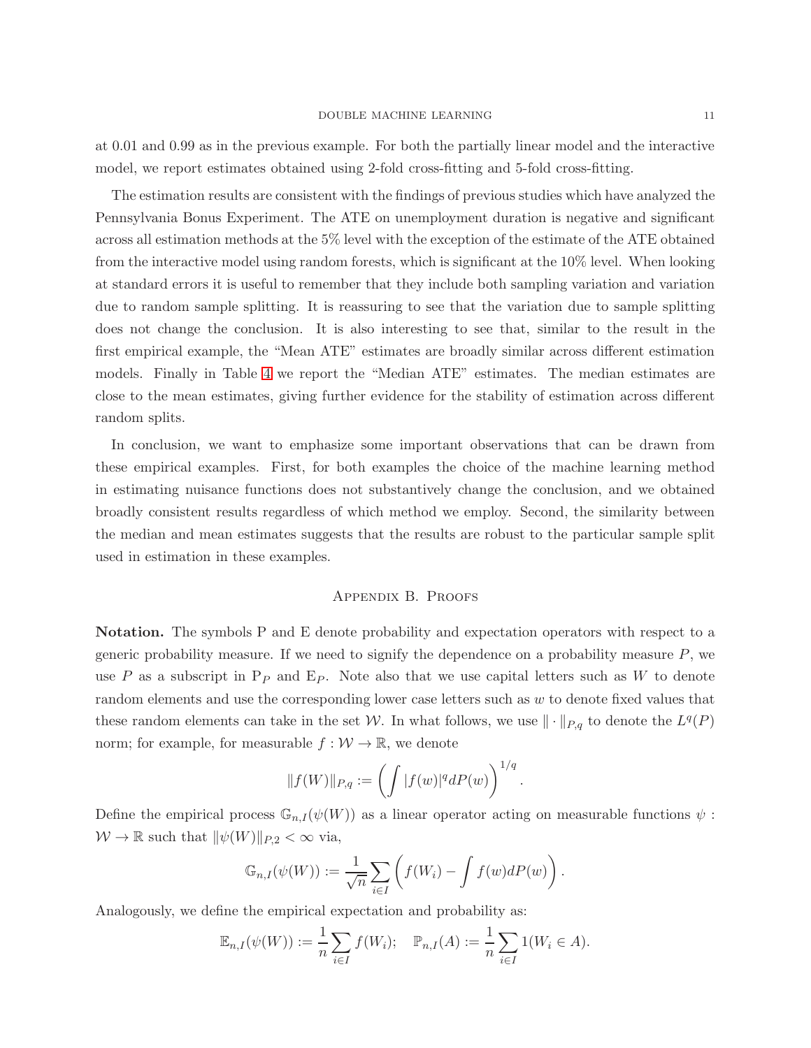at 0.01 and 0.99 as in the previous example. For both the partially linear model and the interactive model, we report estimates obtained using 2-fold cross-fitting and 5-fold cross-fitting.

The estimation results are consistent with the findings of previous studies which have analyzed the Pennsylvania Bonus Experiment. The ATE on unemployment duration is negative and significant across all estimation methods at the 5% level with the exception of the estimate of the ATE obtained from the interactive model using random forests, which is significant at the 10% level. When looking at standard errors it is useful to remember that they include both sampling variation and variation due to random sample splitting. It is reassuring to see that the variation due to sample splitting does not change the conclusion. It is also interesting to see that, similar to the result in the first empirical example, the "Mean ATE" estimates are broadly similar across different estimation models. Finally in Table 4 we report the "Median ATE" estimates. The median estimates are close to the mean estimates, giving further evidence for the stability of estimation across different random splits.

In conclusion, we want to emphasize some important observations that can be drawn from these empirical examples. First, for both examples the choice of the machine learning method in estimating nuisance functions does not substantively change the conclusion, and we obtained broadly consistent results regardless of which method we employ. Second, the similarity between the median and mean estimates suggests that the results are robust to the particular sample split used in estimation in these examples.

## Appendix B. Proofs

**Notation.** The symbols P and E denote probability and expectation operators with respect to a generic probability measure. If we need to signify the dependence on a probability measure $P$, we use $P$ as a subscript in $\mathrm{P}_P$ and $\mathrm{E}_P$. Note also that we use capital letters such as $W$ to denote random elements and use the corresponding lower case letters such as $w$ to denote fixed values that these random elements can take in the set $\mathcal{W}$. In what follows, we use $\|\cdot\|_{P,q}$ to denote the $L^q(P)$ norm; for example, for measurable $f : \mathcal{W} \to \mathbb{R}$, we denote

$$\|f(W)\|_{P,q} := \left( \int |f(w)|^q dP(w) \right)^{1/q}.$$

Define the empirical process $\mathbb{G}_{n,I}(\psi(W))$ as a linear operator acting on measurable functions $\psi : \mathcal{W} \to \mathbb{R}$ such that $\|\psi(W)\|_{P,2} < \infty$ via,

$$\mathbb{G}_{n,I}(\psi(W)) := \frac{1}{\sqrt{n}} \sum_{i \in I} \left( f(W_i) - \int f(w) dP(w) \right).$$

Analogously, we define the empirical expectation and probability as:

$$\mathbb{E}_{n,I}(\psi(W)) := \frac{1}{n} \sum_{i \in I} f(W_i); \quad \mathbb{P}_{n,I}(A) := \frac{1}{n} \sum_{i \in I} 1(W_i \in A).$$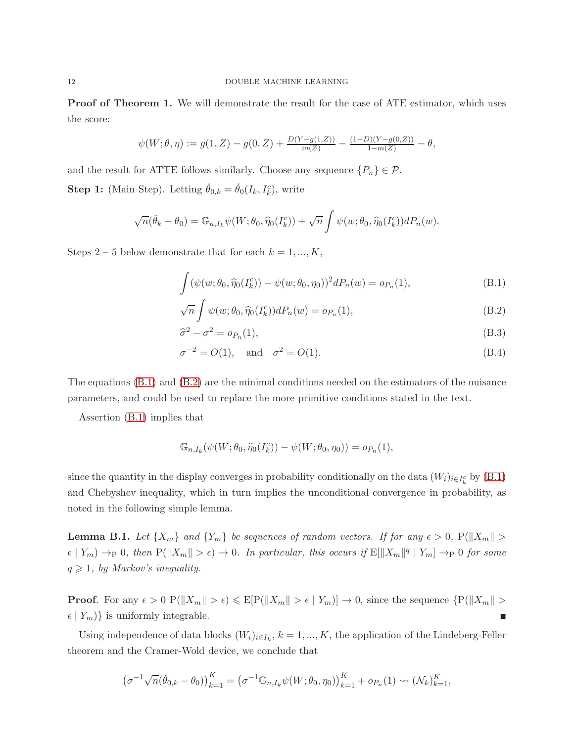**Proof of Theorem 1.** We will demonstrate the result for the case of ATE estimator, which uses the score:

$$\psi(W;\theta,\eta) := g(1,Z) - g(0,Z) + \tfrac{D(Y-g(1,Z))}{m(Z)} - \tfrac{(1-D)(Y-g(0,Z))}{1-m(Z)} - \theta,$$

and the result for ATTE follows similarly. Choose any sequence $\{P_n\} \in \mathcal{P}$.

**Step 1:** (Main Step). Letting $\check{\theta}_{0,k} = \check{\theta}_0(I_k, I_k^c)$, write

$$\sqrt{n}(\check{\theta}_k - \theta_0) = \mathbb{G}_{n,I_k}\psi(W;\theta_0,\widehat{\eta}_0(I_k^c)) + \sqrt{n}\int \psi(w;\theta_0,\widehat{\eta}_0(I_k^c))dP_n(w).$$

Steps 2 – 5 below demonstrate that for each $k = 1,...,K$,

$$\int (\psi(w;\theta_0,\widehat{\eta}_0(I_k^c)) - \psi(w;\theta_0,\eta_0))^2 dP_n(w) = o_{P_n}(1), \tag{B.1}$$

$$\sqrt{n}\int \psi(w;\theta_0,\widehat{\eta}_0(I_k^c))dP_n(w) = o_{P_n}(1), \tag{B.2}$$

$$\widehat{\sigma}^2 - \sigma^2 = o_{P_n}(1), \tag{B.3}$$

$$\sigma^{-2} = O(1), \quad \text{and} \quad \sigma^2 = O(1). \tag{B.4}$$

The equations (B.1) and (B.2) are the minimal conditions needed on the estimators of the nuisance parameters, and could be used to replace the more primitive conditions stated in the text.

Assertion (B.1) implies that

$$\mathbb{G}_{n,I_k}(\psi(W;\theta_0,\widehat{\eta}_0(I_k^c)) - \psi(W;\theta_0,\eta_0)) = o_{P_n}(1),$$

since the quantity in the display converges in probability conditionally on the data $(W_i)_{i\in I_k^c}$ by (B.1) and Chebyshev inequality, which in turn implies the unconditional convergence in probability, as noted in the following simple lemma.

**Lemma B.1.** *Let $\{X_m\}$ and $\{Y_m\}$ be sequences of random vectors. If for any $\epsilon > 0$, $\mathrm{P}(\|X_m\| > \epsilon \mid Y_m) \to_{\mathrm{P}} 0$, then $\mathrm{P}(\|X_m\| > \epsilon) \to 0$. In particular, this occurs if $\mathrm{E}[\|X_m\|^q \mid Y_m] \to_{\mathrm{P}} 0$ for some $q \geqslant 1$, by Markov's inequality.*

**Proof**. For any $\epsilon > 0$ $\mathrm{P}(\|X_m\| > \epsilon) \leqslant \mathrm{E}[\mathrm{P}(\|X_m\| > \epsilon \mid Y_m)] \to 0$, since the sequence $\{\mathrm{P}(\|X_m\| > \epsilon \mid Y_m)\}$ is uniformly integrable. ∎

Using independence of data blocks $(W_i)_{i\in I_k}$, $k = 1,...,K$, the application of the Lindeberg-Feller theorem and the Cramer-Wold device, we conclude that

$$\left(\sigma^{-1}\sqrt{n}(\check{\theta}_{0,k} - \theta_0)\right)_{k=1}^K = \left(\sigma^{-1}\mathbb{G}_{n,I_k}\psi(W;\theta_0,\eta_0)\right)_{k=1}^K + o_{P_n}(1) \rightsquigarrow (\mathcal{N}_k)_{k=1}^K,$$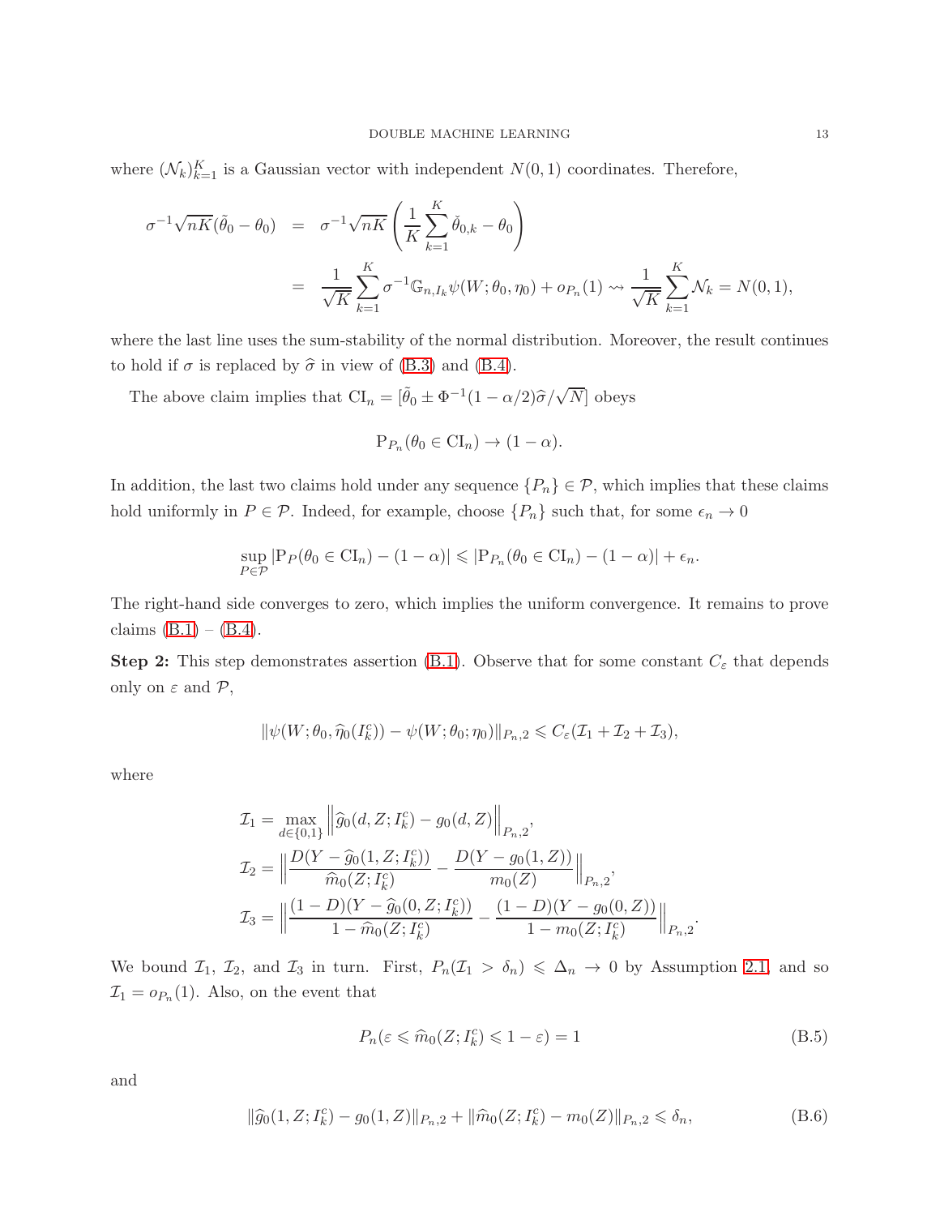where $(\mathcal{N}_k)_{k=1}^K$ is a Gaussian vector with independent $N(0,1)$ coordinates. Therefore,

$$
\begin{aligned}
\sigma^{-1}\sqrt{nK}(\tilde{\theta}_0 - \theta_0) &= \sigma^{-1}\sqrt{nK}\left(\frac{1}{K}\sum_{k=1}^K \check{\theta}_{0,k} - \theta_0\right) \\
&= \frac{1}{\sqrt{K}}\sum_{k=1}^K \sigma^{-1}\mathbb{G}_{n,I_k}\psi(W;\theta_0,\eta_0) + o_{P_n}(1) \rightsquigarrow \frac{1}{\sqrt{K}}\sum_{k=1}^K \mathcal{N}_k = N(0,1),
\end{aligned}
$$

where the last line uses the sum-stability of the normal distribution. Moreover, the result continues to hold if $\sigma$ is replaced by $\widehat{\sigma}$ in view of (B.3) and (B.4).

The above claim implies that $\mathrm{CI}_n = [\tilde{\theta}_0 \pm \Phi^{-1}(1-\alpha/2)\widehat{\sigma}/\sqrt{N}]$ obeys

$$
\mathrm{P}_{P_n}(\theta_0 \in \mathrm{CI}_n) \to (1-\alpha).
$$

In addition, the last two claims hold under any sequence $\{P_n\} \in \mathcal{P}$, which implies that these claims hold uniformly in $P \in \mathcal{P}$. Indeed, for example, choose $\{P_n\}$ such that, for some $\epsilon_n \to 0$

$$
\sup_{P\in\mathcal{P}} |\mathrm{P}_P(\theta_0 \in \mathrm{CI}_n) - (1-\alpha)| \leqslant |\mathrm{P}_{P_n}(\theta_0 \in \mathrm{CI}_n) - (1-\alpha)| + \epsilon_n.
$$

The right-hand side converges to zero, which implies the uniform convergence. It remains to prove claims (B.1) – (B.4).

**Step 2:** This step demonstrates assertion (B.1). Observe that for some constant $C_\varepsilon$ that depends only on $\varepsilon$ and $\mathcal{P}$,

$$
\|\psi(W;\theta_0,\widehat{\eta}_0(I_k^c)) - \psi(W;\theta_0;\eta_0)\|_{P_n,2} \leqslant C_\varepsilon(\mathcal{I}_1 + \mathcal{I}_2 + \mathcal{I}_3),
$$

where

$$
\begin{aligned}
\mathcal{I}_1 &= \max_{d\in\{0,1\}} \left\| \widehat{g}_0(d,Z;I_k^c) - g_0(d,Z) \right\|_{P_n,2}, \\
\mathcal{I}_2 &= \left\| \frac{D(Y - \widehat{g}_0(1,Z;I_k^c))}{\widehat{m}_0(Z;I_k^c)} - \frac{D(Y - g_0(1,Z))}{m_0(Z)} \right\|_{P_n,2}, \\
\mathcal{I}_3 &= \left\| \frac{(1-D)(Y - \widehat{g}_0(0,Z;I_k^c))}{1 - \widehat{m}_0(Z;I_k^c)} - \frac{(1-D)(Y - g_0(0,Z))}{1 - m_0(Z;I_k^c)} \right\|_{P_n,2}.
\end{aligned}
$$

We bound $\mathcal{I}_1$, $\mathcal{I}_2$, and $\mathcal{I}_3$ in turn. First, $P_n(\mathcal{I}_1 > \delta_n) \leqslant \Delta_n \to 0$ by Assumption 2.1, and so $\mathcal{I}_1 = o_{P_n}(1)$. Also, on the event that

$$
P_n(\varepsilon \leqslant \widehat{m}_0(Z;I_k^c) \leqslant 1-\varepsilon) = 1 \tag{B.5}
$$

and

$$
\|\widehat{g}_0(1,Z;I_k^c) - g_0(1,Z)\|_{P_n,2} + \|\widehat{m}_0(Z;I_k^c) - m_0(Z)\|_{P_n,2} \leqslant \delta_n, \tag{B.6}
$$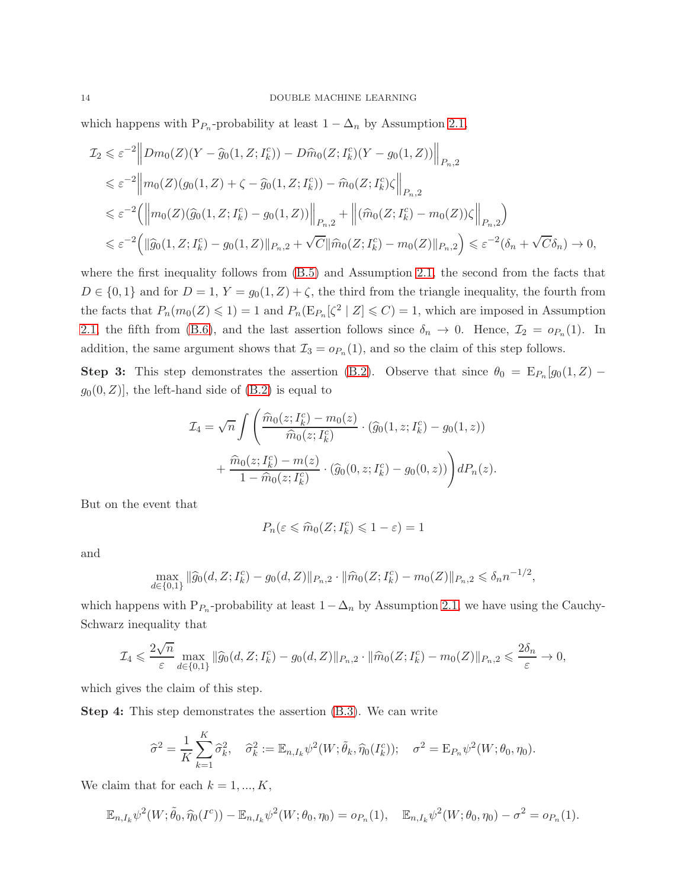which happens with $\mathrm{P}_{P_n}$-probability at least $1-\Delta_n$ by Assumption 2.1,

$$
\begin{aligned}
\mathcal{I}_2 &\leqslant \varepsilon^{-2}\Big\| Dm_0(Z)(Y-\widehat{g}_0(1,Z;I_k^c)) - D\widehat{m}_0(Z;I_k^c)(Y-g_0(1,Z))\Big\|_{P_n,2}\\
&\leqslant \varepsilon^{-2}\Big\| m_0(Z)(g_0(1,Z)+\zeta-\widehat{g}_0(1,Z;I_k^c)) - \widehat{m}_0(Z;I_k^c)\zeta\Big\|_{P_n,2}\\
&\leqslant \varepsilon^{-2}\Big(\Big\| m_0(Z)(\widehat{g}_0(1,Z;I_k^c)-g_0(1,Z))\Big\|_{P_n,2} + \Big\|(\widehat{m}_0(Z;I_k^c)-m_0(Z))\zeta\Big\|_{P_n,2}\Big)\\
&\leqslant \varepsilon^{-2}\Big(\|\widehat{g}_0(1,Z;I_k^c)-g_0(1,Z)\|_{P_n,2} + \sqrt{C}\|\widehat{m}_0(Z;I_k^c)-m_0(Z)\|_{P_n,2}\Big) \leqslant \varepsilon^{-2}(\delta_n+\sqrt{C}\delta_n)\to 0,
\end{aligned}
$$

where the first inequality follows from (B.5) and Assumption 2.1, the second from the facts that $D\in\{0,1\}$ and for $D=1$, $Y=g_0(1,Z)+\zeta$, the third from the triangle inequality, the fourth from the facts that $P_n(m_0(Z)\leqslant 1)=1$ and $P_n(\mathrm{E}_{P_n}[\zeta^2\mid Z]\leqslant C)=1$, which are imposed in Assumption 2.1, the fifth from (B.6), and the last assertion follows since $\delta_n\to 0$. Hence, $\mathcal{I}_2=o_{P_n}(1)$. In addition, the same argument shows that $\mathcal{I}_3=o_{P_n}(1)$, and so the claim of this step follows.

**Step 3:** This step demonstrates the assertion (B.2). Observe that since $\theta_0=\mathrm{E}_{P_n}[g_0(1,Z)-g_0(0,Z)]$, the left-hand side of (B.2) is equal to

$$
\begin{aligned}
\mathcal{I}_4 = \sqrt{n}\int\Bigg(&\frac{\widehat{m}_0(z;I_k^c)-m_0(z)}{\widehat{m}_0(z;I_k^c)}\cdot(\widehat{g}_0(1,z;I_k^c)-g_0(1,z))\\
&+\frac{\widehat{m}_0(z;I_k^c)-m(z)}{1-\widehat{m}_0(z;I_k^c)}\cdot(\widehat{g}_0(0,z;I_k^c)-g_0(0,z))\Bigg)dP_n(z).
\end{aligned}
$$

But on the event that

$$
P_n(\varepsilon\leqslant \widehat{m}_0(Z;I_k^c)\leqslant 1-\varepsilon)=1
$$

and

$$
\max_{d\in\{0,1\}}\|\widehat{g}_0(d,Z;I_k^c)-g_0(d,Z)\|_{P_n,2}\cdot\|\widehat{m}_0(Z;I_k^c)-m_0(Z)\|_{P_n,2}\leqslant \delta_n n^{-1/2},
$$

which happens with $\mathrm{P}_{P_n}$-probability at least $1-\Delta_n$ by Assumption 2.1, we have using the Cauchy-Schwarz inequality that

$$
\mathcal{I}_4\leqslant \frac{2\sqrt{n}}{\varepsilon}\max_{d\in\{0,1\}}\|\widehat{g}_0(d,Z;I_k^c)-g_0(d,Z)\|_{P_n,2}\cdot\|\widehat{m}_0(Z;I_k^c)-m_0(Z)\|_{P_n,2}\leqslant\frac{2\delta_n}{\varepsilon}\to 0,
$$

which gives the claim of this step.

**Step 4:** This step demonstrates the assertion (B.3). We can write

$$
\widehat{\sigma}^2=\frac{1}{K}\sum_{k=1}^K\widehat{\sigma}_k^2,\quad \widehat{\sigma}_k^2:=\mathbb{E}_{n,I_k}\psi^2(W;\tilde{\theta}_k,\widehat{\eta}_0(I_k^c));\quad \sigma^2=\mathrm{E}_{P_n}\psi^2(W;\theta_0,\eta_0).
$$

We claim that for each $k=1,...,K$,

$$
\mathbb{E}_{n,I_k}\psi^2(W;\tilde{\theta}_0,\widehat{\eta}_0(I^c))-\mathbb{E}_{n,I_k}\psi^2(W;\theta_0,\eta_0)=o_{P_n}(1),\quad \mathbb{E}_{n,I_k}\psi^2(W;\theta_0,\eta_0)-\sigma^2=o_{P_n}(1).
$$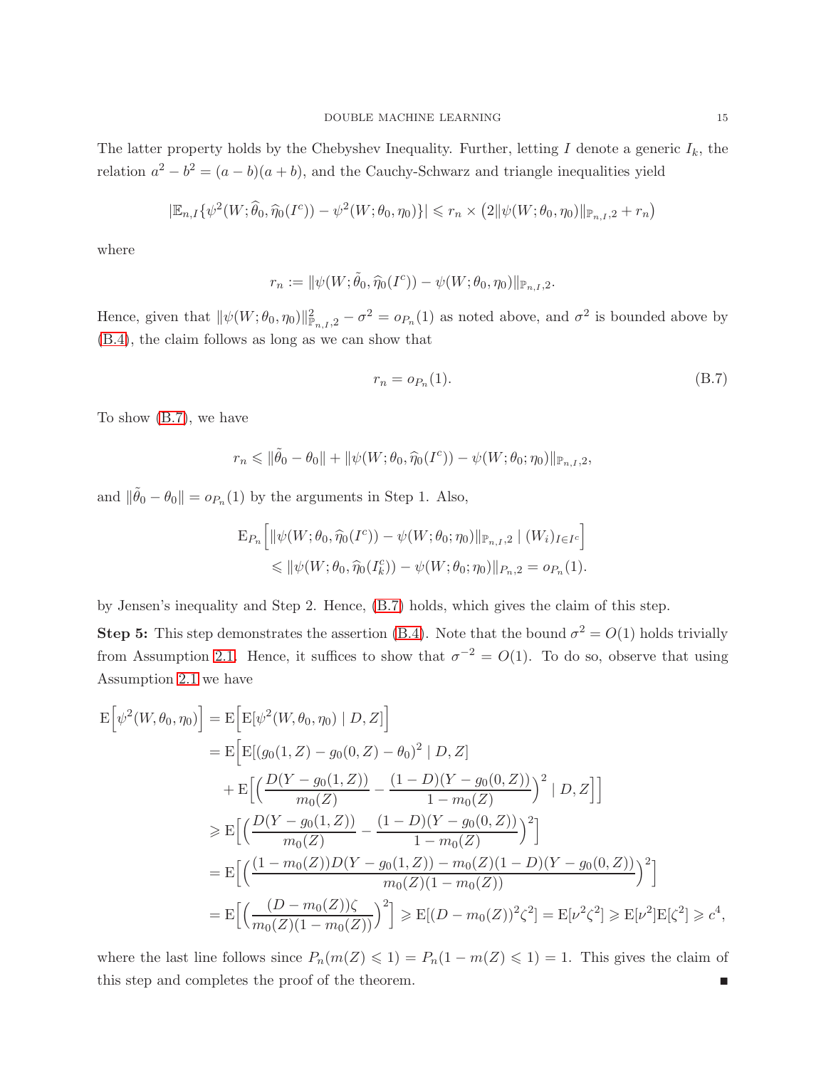The latter property holds by the Chebyshev Inequality. Further, letting $I$ denote a generic $I_k$, the relation $a^2 - b^2 = (a-b)(a+b)$, and the Cauchy-Schwarz and triangle inequalities yield

$$|\mathbb{E}_{n,I}\{\psi^2(W;\widehat{\theta}_0,\widehat{\eta}_0(I^c)) - \psi^2(W;\theta_0,\eta_0)\}| \leqslant r_n \times \big(2\|\psi(W;\theta_0,\eta_0)\|_{\mathbb{P}_{n,I},2} + r_n\big)$$

where

$$r_n := \|\psi(W;\tilde{\theta}_0,\widehat{\eta}_0(I^c)) - \psi(W;\theta_0,\eta_0)\|_{\mathbb{P}_{n,I},2}.$$

Hence, given that $\|\psi(W;\theta_0,\eta_0)\|^2_{\mathbb{P}_{n,I},2} - \sigma^2 = o_{P_n}(1)$ as noted above, and $\sigma^2$ is bounded above by (B.4), the claim follows as long as we can show that

$$r_n = o_{P_n}(1). \tag{B.7}$$

To show (B.7), we have

$$r_n \leqslant \|\tilde{\theta}_0 - \theta_0\| + \|\psi(W;\theta_0,\widehat{\eta}_0(I^c)) - \psi(W;\theta_0;\eta_0)\|_{\mathbb{P}_{n,I},2},$$

and $\|\tilde{\theta}_0 - \theta_0\| = o_{P_n}(1)$ by the arguments in Step 1. Also,

$$\begin{aligned}
&\mathrm{E}_{P_n}\Big[\|\psi(W;\theta_0,\widehat{\eta}_0(I^c)) - \psi(W;\theta_0;\eta_0)\|_{\mathbb{P}_{n,I},2} \mid (W_i)_{I\in I^c}\Big] \\
&\qquad \leqslant \|\psi(W;\theta_0,\widehat{\eta}_0(I_k^c)) - \psi(W;\theta_0;\eta_0)\|_{P_n,2} = o_{P_n}(1).
\end{aligned}$$

by Jensen's inequality and Step 2. Hence, (B.7) holds, which gives the claim of this step.

**Step 5:** This step demonstrates the assertion (B.4). Note that the bound $\sigma^2 = O(1)$ holds trivially from Assumption 2.1. Hence, it suffices to show that $\sigma^{-2} = O(1)$. To do so, observe that using Assumption 2.1 we have

$$\begin{aligned}
\mathrm{E}\Big[\psi^2(W,\theta_0,\eta_0)\Big] &= \mathrm{E}\Big[\mathrm{E}[\psi^2(W,\theta_0,\eta_0) \mid D, Z]\Big] \\
&= \mathrm{E}\Big[\mathrm{E}[(g_0(1,Z) - g_0(0,Z) - \theta_0)^2 \mid D, Z] \\
&\quad + \mathrm{E}\Big[\Big(\frac{D(Y - g_0(1,Z))}{m_0(Z)} - \frac{(1-D)(Y - g_0(0,Z))}{1 - m_0(Z)}\Big)^2 \mid D, Z\Big]\Big] \\
&\geqslant \mathrm{E}\Big[\Big(\frac{D(Y - g_0(1,Z))}{m_0(Z)} - \frac{(1-D)(Y - g_0(0,Z))}{1 - m_0(Z)}\Big)^2\Big] \\
&= \mathrm{E}\Big[\Big(\frac{(1 - m_0(Z))D(Y - g_0(1,Z)) - m_0(Z)(1-D)(Y - g_0(0,Z))}{m_0(Z)(1 - m_0(Z))}\Big)^2\Big] \\
&= \mathrm{E}\Big[\Big(\frac{(D - m_0(Z))\zeta}{m_0(Z)(1 - m_0(Z))}\Big)^2\Big] \geqslant \mathrm{E}[(D - m_0(Z))^2\zeta^2] = \mathrm{E}[\nu^2\zeta^2] \geqslant \mathrm{E}[\nu^2]\mathrm{E}[\zeta^2] \geqslant c^4,
\end{aligned}$$

where the last line follows since $P_n(m(Z) \leqslant 1) = P_n(1 - m(Z) \leqslant 1) = 1$. This gives the claim of this step and completes the proof of the theorem. ■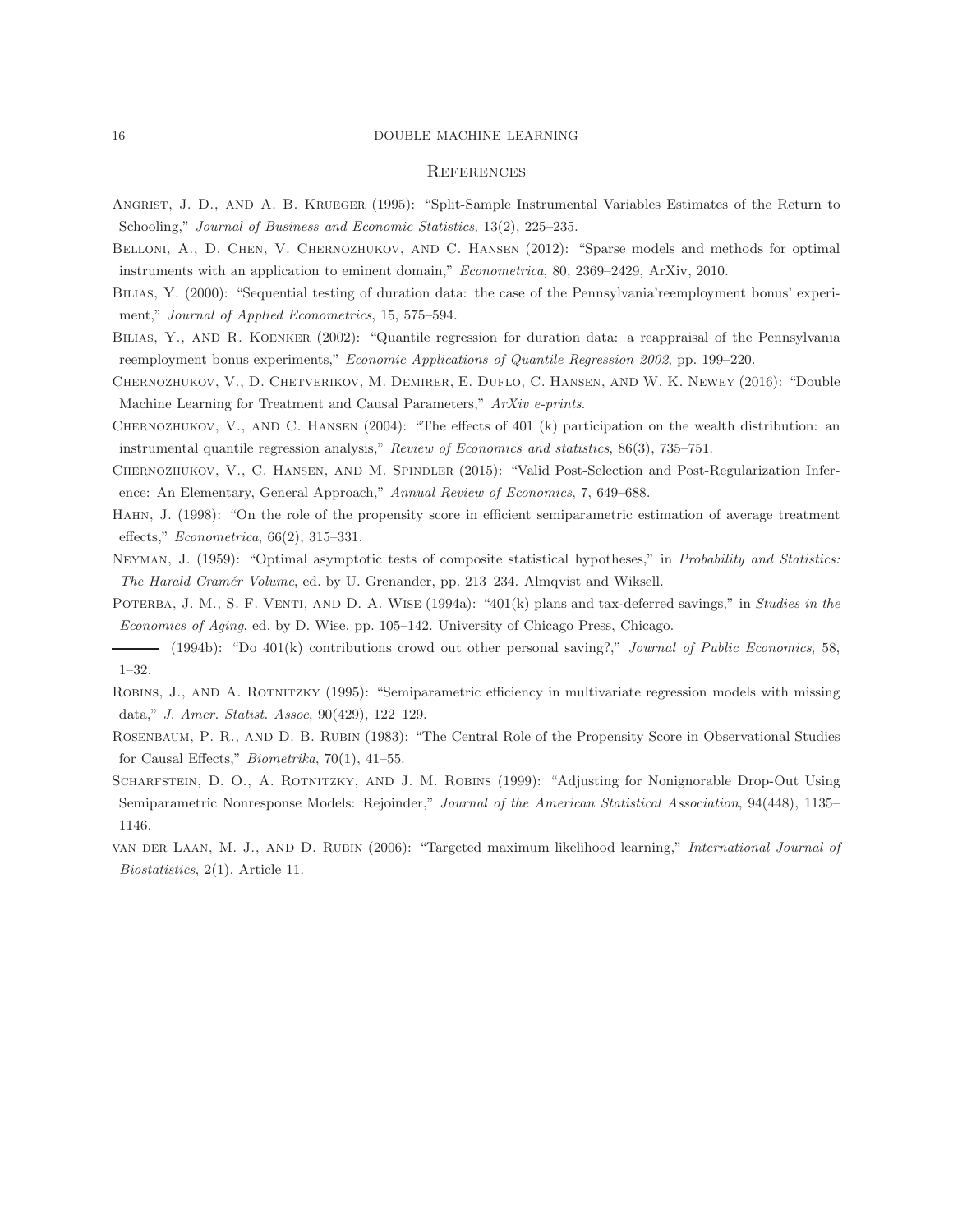# References

Angrist, J. D., and A. B. Krueger (1995): "Split-Sample Instrumental Variables Estimates of the Return to Schooling," *Journal of Business and Economic Statistics*, 13(2), 225–235.

Belloni, A., D. Chen, V. Chernozhukov, and C. Hansen (2012): "Sparse models and methods for optimal instruments with an application to eminent domain," *Econometrica*, 80, 2369–2429, ArXiv, 2010.

Bilias, Y. (2000): "Sequential testing of duration data: the case of the Pennsylvania'reemployment bonus' experiment," *Journal of Applied Econometrics*, 15, 575–594.

Bilias, Y., and R. Koenker (2002): "Quantile regression for duration data: a reappraisal of the Pennsylvania reemployment bonus experiments," *Economic Applications of Quantile Regression 2002*, pp. 199–220.

Chernozhukov, V., D. Chetverikov, M. Demirer, E. Duflo, C. Hansen, and W. K. Newey (2016): "Double Machine Learning for Treatment and Causal Parameters," *ArXiv e-prints*.

Chernozhukov, V., and C. Hansen (2004): "The effects of 401 (k) participation on the wealth distribution: an instrumental quantile regression analysis," *Review of Economics and statistics*, 86(3), 735–751.

Chernozhukov, V., C. Hansen, and M. Spindler (2015): "Valid Post-Selection and Post-Regularization Inference: An Elementary, General Approach," *Annual Review of Economics*, 7, 649–688.

Hahn, J. (1998): "On the role of the propensity score in efficient semiparametric estimation of average treatment effects," *Econometrica*, 66(2), 315–331.

Neyman, J. (1959): "Optimal asymptotic tests of composite statistical hypotheses," in *Probability and Statistics: The Harald Cramér Volume*, ed. by U. Grenander, pp. 213–234. Almqvist and Wiksell.

Poterba, J. M., S. F. Venti, and D. A. Wise (1994a): "401(k) plans and tax-deferred savings," in *Studies in the Economics of Aging*, ed. by D. Wise, pp. 105–142. University of Chicago Press, Chicago.

——— (1994b): "Do 401(k) contributions crowd out other personal saving?," *Journal of Public Economics*, 58, 1–32.

Robins, J., and A. Rotnitzky (1995): "Semiparametric efficiency in multivariate regression models with missing data," *J. Amer. Statist. Assoc*, 90(429), 122–129.

Rosenbaum, P. R., and D. B. Rubin (1983): "The Central Role of the Propensity Score in Observational Studies for Causal Effects," *Biometrika*, 70(1), 41–55.

Scharfstein, D. O., A. Rotnitzky, and J. M. Robins (1999): "Adjusting for Nonignorable Drop-Out Using Semiparametric Nonresponse Models: Rejoinder," *Journal of the American Statistical Association*, 94(448), 1135–1146.

van der Laan, M. J., and D. Rubin (2006): "Targeted maximum likelihood learning," *International Journal of Biostatistics*, 2(1), Article 11.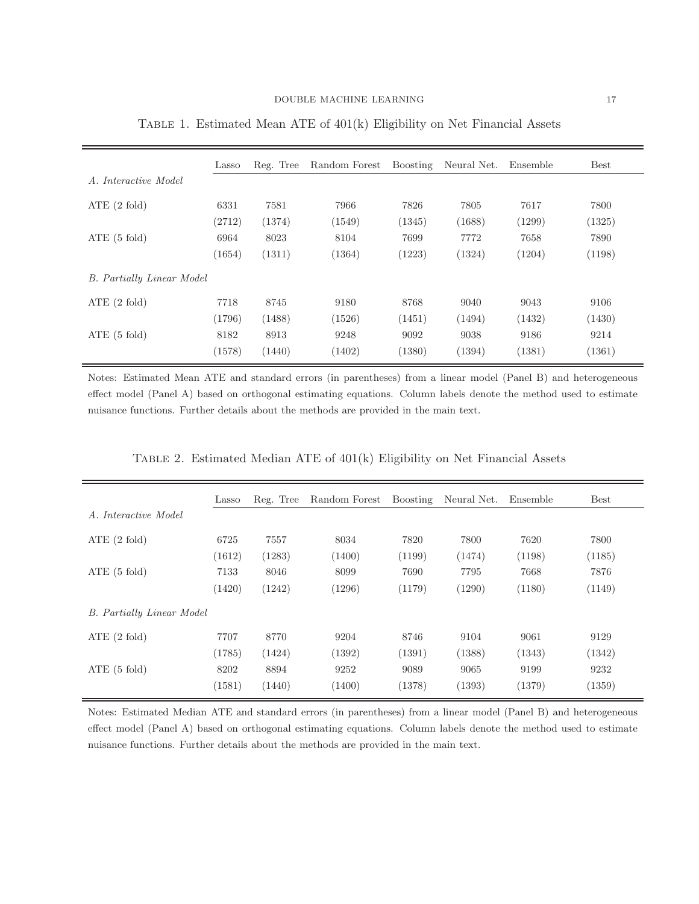Table 1. Estimated Mean ATE of 401(k) Eligibility on Net Financial Assets

| | Lasso | Reg. Tree | Random Forest | Boosting | Neural Net. | Ensemble | Best |
|---|---|---|---|---|---|---|---|
| *A. Interactive Model* | | | | | | | |
| ATE (2 fold) | 6331 | 7581 | 7966 | 7826 | 7805 | 7617 | 7800 |
| | (2712) | (1374) | (1549) | (1345) | (1688) | (1299) | (1325) |
| ATE (5 fold) | 6964 | 8023 | 8104 | 7699 | 7772 | 7658 | 7890 |
| | (1654) | (1311) | (1364) | (1223) | (1324) | (1204) | (1198) |
| *B. Partially Linear Model* | | | | | | | |
| ATE (2 fold) | 7718 | 8745 | 9180 | 8768 | 9040 | 9043 | 9106 |
| | (1796) | (1488) | (1526) | (1451) | (1494) | (1432) | (1430) |
| ATE (5 fold) | 8182 | 8913 | 9248 | 9092 | 9038 | 9186 | 9214 |
| | (1578) | (1440) | (1402) | (1380) | (1394) | (1381) | (1361) |

Notes: Estimated Mean ATE and standard errors (in parentheses) from a linear model (Panel B) and heterogeneous effect model (Panel A) based on orthogonal estimating equations. Column labels denote the method used to estimate nuisance functions. Further details about the methods are provided in the main text.

Table 2. Estimated Median ATE of 401(k) Eligibility on Net Financial Assets

| | Lasso | Reg. Tree | Random Forest | Boosting | Neural Net. | Ensemble | Best |
|---|---|---|---|---|---|---|---|
| *A. Interactive Model* | | | | | | | |
| ATE (2 fold) | 6725 | 7557 | 8034 | 7820 | 7800 | 7620 | 7800 |
| | (1612) | (1283) | (1400) | (1199) | (1474) | (1198) | (1185) |
| ATE (5 fold) | 7133 | 8046 | 8099 | 7690 | 7795 | 7668 | 7876 |
| | (1420) | (1242) | (1296) | (1179) | (1290) | (1180) | (1149) |
| *B. Partially Linear Model* | | | | | | | |
| ATE (2 fold) | 7707 | 8770 | 9204 | 8746 | 9104 | 9061 | 9129 |
| | (1785) | (1424) | (1392) | (1391) | (1388) | (1343) | (1342) |
| ATE (5 fold) | 8202 | 8894 | 9252 | 9089 | 9065 | 9199 | 9232 |
| | (1581) | (1440) | (1400) | (1378) | (1393) | (1379) | (1359) |

Notes: Estimated Median ATE and standard errors (in parentheses) from a linear model (Panel B) and heterogeneous effect model (Panel A) based on orthogonal estimating equations. Column labels denote the method used to estimate nuisance functions. Further details about the methods are provided in the main text.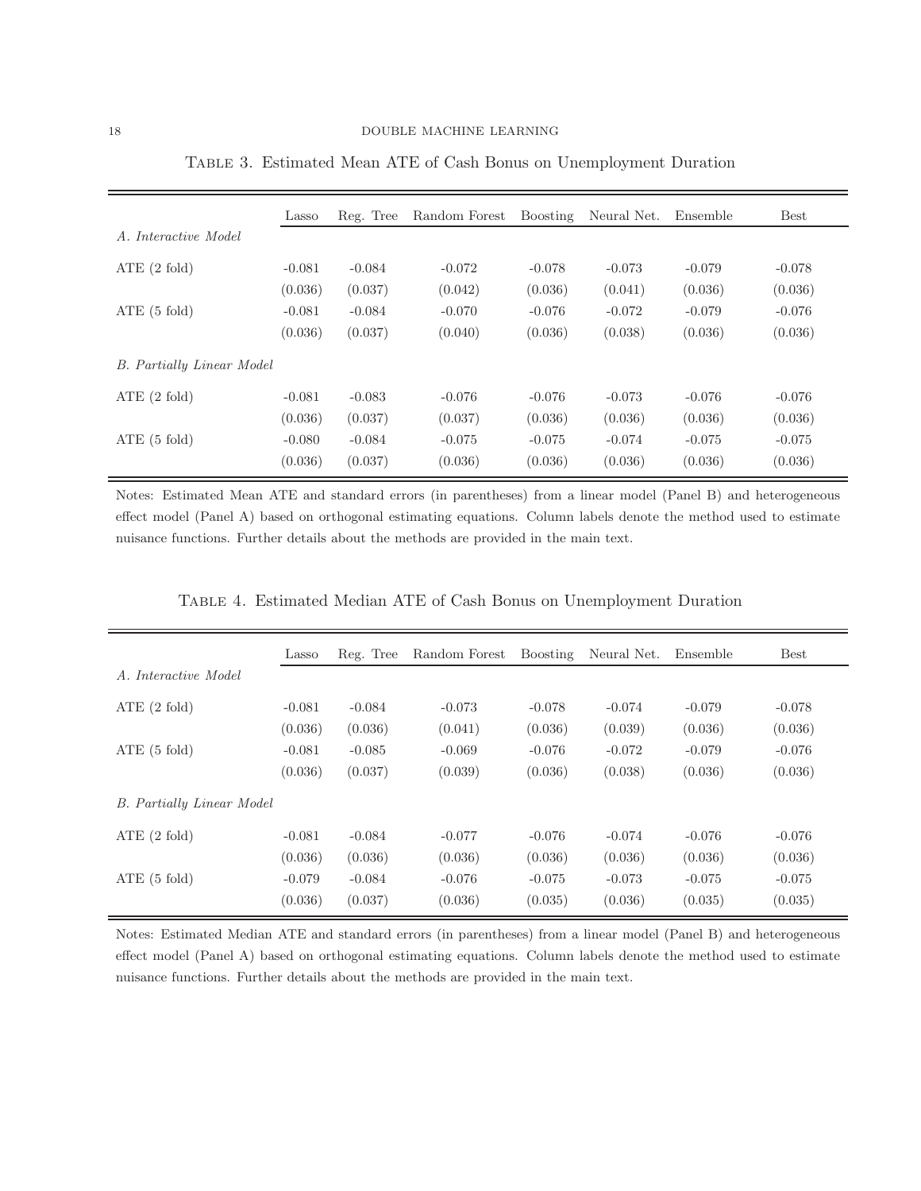Table 3. Estimated Mean ATE of Cash Bonus on Unemployment Duration

| | Lasso | Reg. Tree | Random Forest | Boosting | Neural Net. | Ensemble | Best |
|---|---|---|---|---|---|---|---|
| *A. Interactive Model* | | | | | | | |
| ATE (2 fold) | -0.081 | -0.084 | -0.072 | -0.078 | -0.073 | -0.079 | -0.078 |
| | (0.036) | (0.037) | (0.042) | (0.036) | (0.041) | (0.036) | (0.036) |
| ATE (5 fold) | -0.081 | -0.084 | -0.070 | -0.076 | -0.072 | -0.079 | -0.076 |
| | (0.036) | (0.037) | (0.040) | (0.036) | (0.038) | (0.036) | (0.036) |
| *B. Partially Linear Model* | | | | | | | |
| ATE (2 fold) | -0.081 | -0.083 | -0.076 | -0.076 | -0.073 | -0.076 | -0.076 |
| | (0.036) | (0.037) | (0.037) | (0.036) | (0.036) | (0.036) | (0.036) |
| ATE (5 fold) | -0.080 | -0.084 | -0.075 | -0.075 | -0.074 | -0.075 | -0.075 |
| | (0.036) | (0.037) | (0.036) | (0.036) | (0.036) | (0.036) | (0.036) |

Notes: Estimated Mean ATE and standard errors (in parentheses) from a linear model (Panel B) and heterogeneous effect model (Panel A) based on orthogonal estimating equations. Column labels denote the method used to estimate nuisance functions. Further details about the methods are provided in the main text.

Table 4. Estimated Median ATE of Cash Bonus on Unemployment Duration

| | Lasso | Reg. Tree | Random Forest | Boosting | Neural Net. | Ensemble | Best |
|---|---|---|---|---|---|---|---|
| *A. Interactive Model* | | | | | | | |
| ATE (2 fold) | -0.081 | -0.084 | -0.073 | -0.078 | -0.074 | -0.079 | -0.078 |
| | (0.036) | (0.036) | (0.041) | (0.036) | (0.039) | (0.036) | (0.036) |
| ATE (5 fold) | -0.081 | -0.085 | -0.069 | -0.076 | -0.072 | -0.079 | -0.076 |
| | (0.036) | (0.037) | (0.039) | (0.036) | (0.038) | (0.036) | (0.036) |
| *B. Partially Linear Model* | | | | | | | |
| ATE (2 fold) | -0.081 | -0.084 | -0.077 | -0.076 | -0.074 | -0.076 | -0.076 |
| | (0.036) | (0.036) | (0.036) | (0.036) | (0.036) | (0.036) | (0.036) |
| ATE (5 fold) | -0.079 | -0.084 | -0.076 | -0.075 | -0.073 | -0.075 | -0.075 |
| | (0.036) | (0.037) | (0.036) | (0.035) | (0.036) | (0.035) | (0.035) |

Notes: Estimated Median ATE and standard errors (in parentheses) from a linear model (Panel B) and heterogeneous effect model (Panel A) based on orthogonal estimating equations. Column labels denote the method used to estimate nuisance functions. Further details about the methods are provided in the main text.